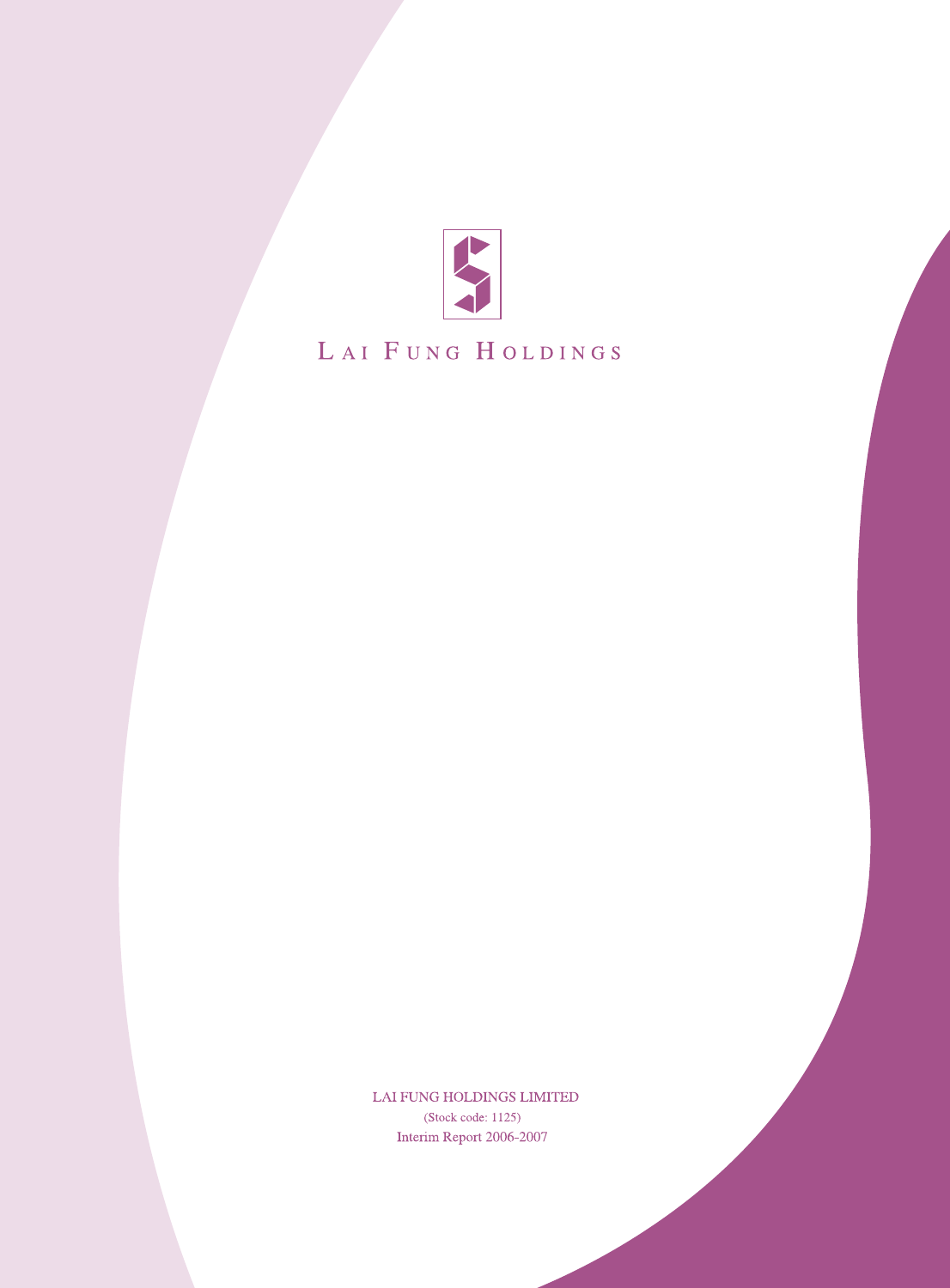LAI FUNG HOLDINGS

LAI FUNG HOLDINGS LIMITED

(Stock code: 1125)

Interim Report 2006-2007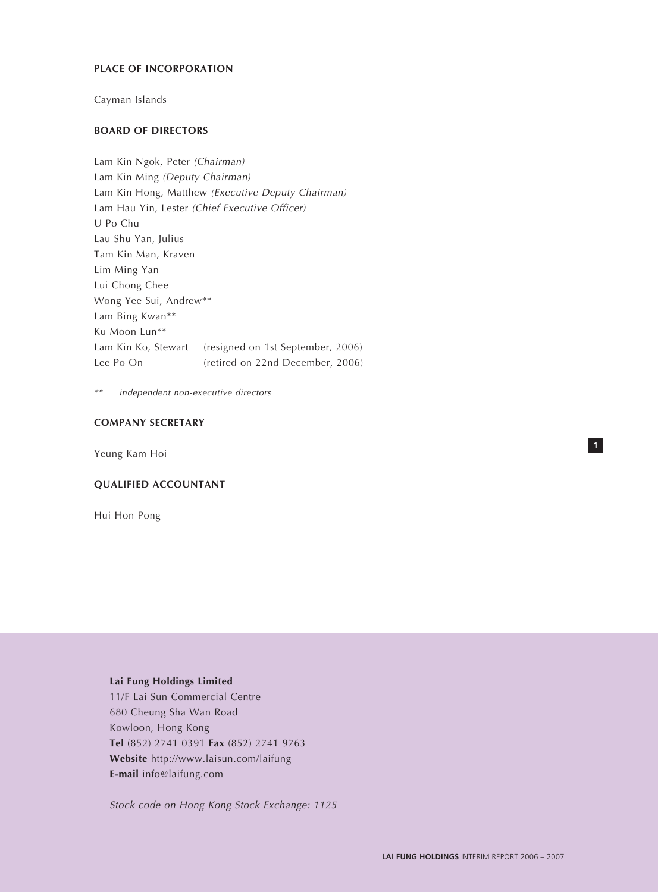## PLACE OF INCORPORATION

Cayman Islands

## BOARD OF DIRECTORS

Lam Kin Ngok, Peter *(Chairman)*
Lam Kin Ming *(Deputy Chairman)*
Lam Kin Hong, Matthew *(Executive Deputy Chairman)*
Lam Hau Yin, Lester *(Chief Executive Officer)*
U Po Chu
Lau Shu Yan, Julius
Tam Kin Man, Kraven
Lim Ming Yan
Lui Chong Chee
Wong Yee Sui, Andrew**
Lam Bing Kwan**
Ku Moon Lun**
Lam Kin Ko, Stewart (resigned on 1st September, 2006)
Lee Po On (retired on 22nd December, 2006)

*** independent non-executive directors*

## COMPANY SECRETARY

Yeung Kam Hoi

## QUALIFIED ACCOUNTANT

Hui Hon Pong

**Lai Fung Holdings Limited**
11/F Lai Sun Commercial Centre
680 Cheung Sha Wan Road
Kowloon, Hong Kong
**Tel** (852) 2741 0391 **Fax** (852) 2741 9763
**Website** http://www.laisun.com/laifung
**E-mail** info@laifung.com

*Stock code on Hong Kong Stock Exchange: 1125*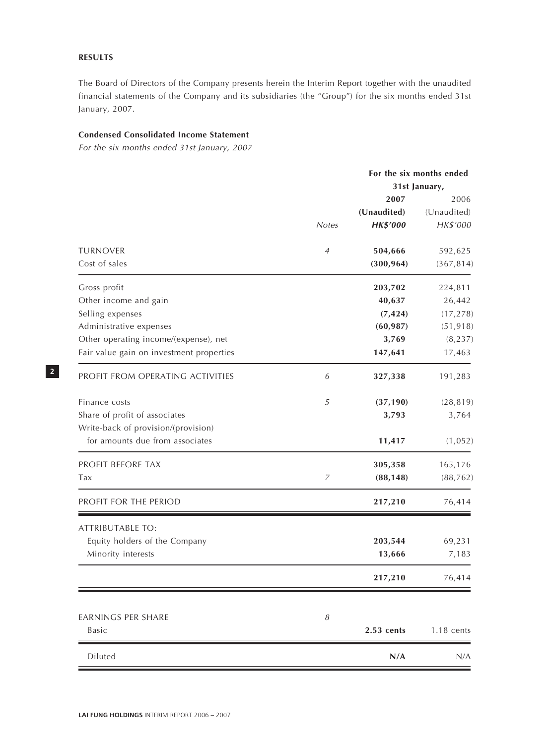## RESULTS

The Board of Directors of the Company presents herein the Interim Report together with the unaudited financial statements of the Company and its subsidiaries (the "Group") for the six months ended 31st January, 2007.

### Condensed Consolidated Income Statement

*For the six months ended 31st January, 2007*

| | Notes | For the six months ended 31st January, 2007 (Unaudited) HK$'000 | 2006 (Unaudited) HK$'000 |
|---|---|---|---|
| TURNOVER | 4 | **504,666** | 592,625 |
| Cost of sales | | **(300,964)** | (367,814) |
| Gross profit | | **203,702** | 224,811 |
| Other income and gain | | **40,637** | 26,442 |
| Selling expenses | | **(7,424)** | (17,278) |
| Administrative expenses | | **(60,987)** | (51,918) |
| Other operating income/(expense), net | | **3,769** | (8,237) |
| Fair value gain on investment properties | | **147,641** | 17,463 |
| PROFIT FROM OPERATING ACTIVITIES | 6 | **327,338** | 191,283 |
| Finance costs | 5 | **(37,190)** | (28,819) |
| Share of profit of associates | | **3,793** | 3,764 |
| Write-back of provision/(provision) for amounts due from associates | | **11,417** | (1,052) |
| PROFIT BEFORE TAX | | **305,358** | 165,176 |
| Tax | 7 | **(88,148)** | (88,762) |
| PROFIT FOR THE PERIOD | | **217,210** | 76,414 |
| ATTRIBUTABLE TO: | | | |
| Equity holders of the Company | | **203,544** | 69,231 |
| Minority interests | | **13,666** | 7,183 |
| | | **217,210** | 76,414 |
| EARNINGS PER SHARE | 8 | | |
| Basic | | **2.53 cents** | 1.18 cents |
| Diluted | | **N/A** | N/A |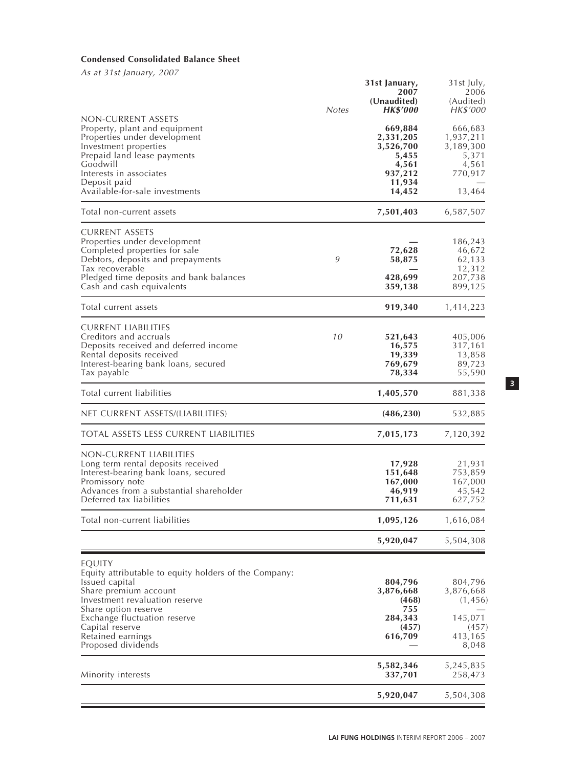**Condensed Consolidated Balance Sheet**

*As at 31st January, 2007*

| | Notes | 31st January, 2007 (Unaudited) *HK$'000* | 31st July, 2006 (Audited) *HK$'000* |
|---|---|---|---|
| NON-CURRENT ASSETS | | | |
| Property, plant and equipment | | **669,884** | 666,683 |
| Properties under development | | **2,331,205** | 1,937,211 |
| Investment properties | | **3,526,700** | 3,189,300 |
| Prepaid land lease payments | | **5,455** | 5,371 |
| Goodwill | | **4,561** | 4,561 |
| Interests in associates | | **937,212** | 770,917 |
| Deposit paid | | **11,934** | — |
| Available-for-sale investments | | **14,452** | 13,464 |
| Total non-current assets | | **7,501,403** | 6,587,507 |
| CURRENT ASSETS | | | |
| Properties under development | | **—** | 186,243 |
| Completed properties for sale | | **72,628** | 46,672 |
| Debtors, deposits and prepayments | 9 | **58,875** | 62,133 |
| Tax recoverable | | **—** | 12,312 |
| Pledged time deposits and bank balances | | **428,699** | 207,738 |
| Cash and cash equivalents | | **359,138** | 899,125 |
| Total current assets | | **919,340** | 1,414,223 |
| CURRENT LIABILITIES | | | |
| Creditors and accruals | 10 | **521,643** | 405,006 |
| Deposits received and deferred income | | **16,575** | 317,161 |
| Rental deposits received | | **19,339** | 13,858 |
| Interest-bearing bank loans, secured | | **769,679** | 89,723 |
| Tax payable | | **78,334** | 55,590 |
| Total current liabilities | | **1,405,570** | 881,338 |
| NET CURRENT ASSETS/(LIABILITIES) | | **(486,230)** | 532,885 |
| TOTAL ASSETS LESS CURRENT LIABILITIES | | **7,015,173** | 7,120,392 |
| NON-CURRENT LIABILITIES | | | |
| Long term rental deposits received | | **17,928** | 21,931 |
| Interest-bearing bank loans, secured | | **151,648** | 753,859 |
| Promissory note | | **167,000** | 167,000 |
| Advances from a substantial shareholder | | **46,919** | 45,542 |
| Deferred tax liabilities | | **711,631** | 627,752 |
| Total non-current liabilities | | **1,095,126** | 1,616,084 |
| | | **5,920,047** | 5,504,308 |
| EQUITY | | | |
| Equity attributable to equity holders of the Company: | | | |
| Issued capital | | **804,796** | 804,796 |
| Share premium account | | **3,876,668** | 3,876,668 |
| Investment revaluation reserve | | **(468)** | (1,456) |
| Share option reserve | | **755** | — |
| Exchange fluctuation reserve | | **284,343** | 145,071 |
| Capital reserve | | **(457)** | (457) |
| Retained earnings | | **616,709** | 413,165 |
| Proposed dividends | | **—** | 8,048 |
| | | **5,582,346** | 5,245,835 |
| Minority interests | | **337,701** | 258,473 |
| | | **5,920,047** | 5,504,308 |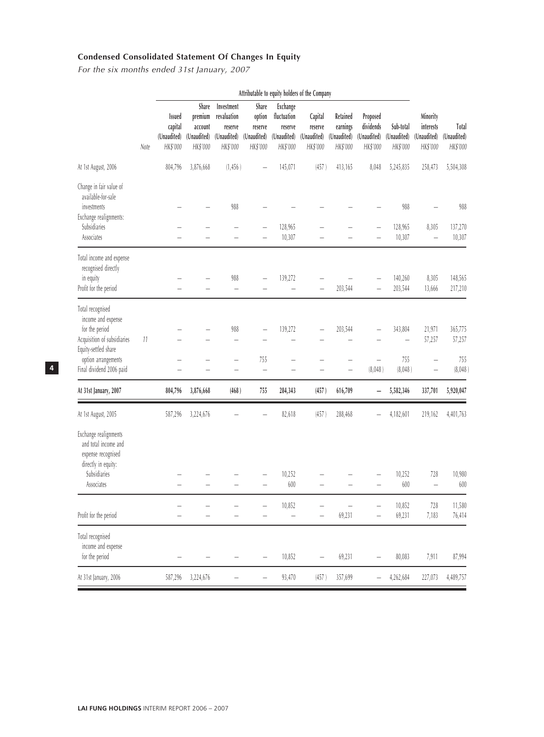## Condensed Consolidated Statement Of Changes In Equity

*For the six months ended 31st January, 2007*

| | Note | Attributable to equity holders of the Company | | | | | | | | | | |
|---|---|---|---|---|---|---|---|---|---|---|---|---|
| | | Issued capital (Unaudited) HK$'000 | Share premium account (Unaudited) HK$'000 | Investment revaluation reserve (Unaudited) HK$'000 | Share option reserve (Unaudited) HK$'000 | Exchange fluctuation reserve (Unaudited) HK$'000 | Capital reserve (Unaudited) HK$'000 | Retained earnings (Unaudited) HK$'000 | Proposed dividends (Unaudited) HK$'000 | Sub-total (Unaudited) HK$'000 | Minority interests (Unaudited) HK$'000 | Total (Unaudited) HK$'000 |
| At 1st August, 2006 | | 804,796 | 3,876,668 | (1,456) | – | 145,071 | (457) | 413,165 | 8,048 | 5,245,835 | 258,473 | 5,504,308 |
| Change in fair value of available-for-sale investments | | – | – | 988 | – | – | – | – | – | 988 | – | 988 |
| Exchange realignments: | | | | | | | | | | | | |
| Subsidiaries | | – | – | – | – | 128,965 | – | – | – | 128,965 | 8,305 | 137,270 |
| Associates | | – | – | – | – | 10,307 | – | – | – | 10,307 | – | 10,307 |
| Total income and expense recognised directly in equity | | – | – | 988 | – | 139,272 | – | – | – | 140,260 | 8,305 | 148,565 |
| Profit for the period | | – | – | – | – | – | – | 203,544 | – | 203,544 | 13,666 | 217,210 |
| Total recognised income and expense for the period | | – | – | 988 | – | 139,272 | – | 203,544 | – | 343,804 | 21,971 | 365,775 |
| Acquisition of subsidiaries | 11 | – | – | – | – | – | – | – | – | – | 57,257 | 57,257 |
| Equity-settled share option arrangements | | – | – | – | 755 | – | – | – | – | 755 | – | 755 |
| Final dividend 2006 paid | | – | – | – | – | – | – | – | (8,048) | (8,048) | – | (8,048) |
| **At 31st January, 2007** | | **804,796** | **3,876,668** | **(468)** | **755** | **284,343** | **(457)** | **616,709** | **–** | **5,582,346** | **337,701** | **5,920,047** |
| At 1st August, 2005 | | 587,296 | 3,224,676 | – | – | 82,618 | (457) | 288,468 | – | 4,182,601 | 219,162 | 4,401,763 |
| Exchange realignments and total income and expense recognised directly in equity: | | | | | | | | | | | | |
| Subsidiaries | | – | – | – | – | 10,252 | – | – | – | 10,252 | 728 | 10,980 |
| Associates | | – | – | – | – | 600 | – | – | – | 600 | – | 600 |
| | | – | – | – | – | 10,852 | – | – | – | 10,852 | 728 | 11,580 |
| Profit for the period | | – | – | – | – | – | – | 69,231 | – | 69,231 | 7,183 | 76,414 |
| Total recognised income and expense for the period | | – | – | – | – | 10,852 | – | 69,231 | – | 80,083 | 7,911 | 87,994 |
| At 31st January, 2006 | | 587,296 | 3,224,676 | – | – | 93,470 | (457) | 357,699 | – | 4,262,684 | 227,073 | 4,489,757 |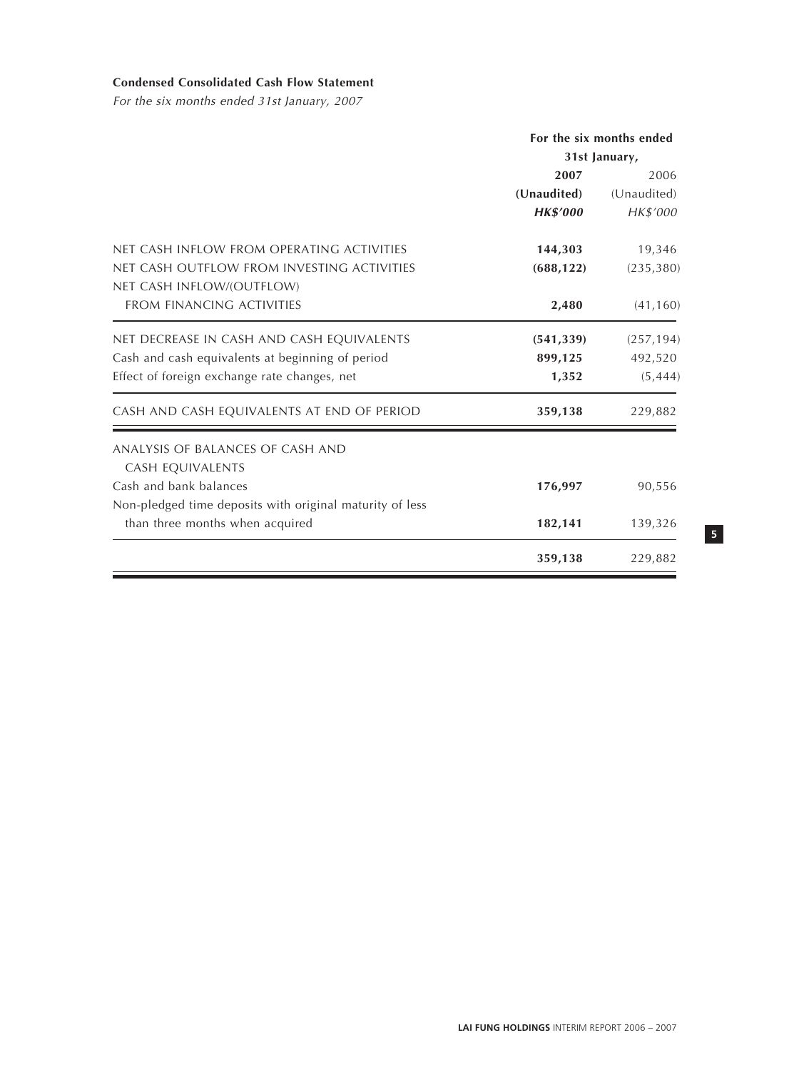**Condensed Consolidated Cash Flow Statement**

*For the six months ended 31st January, 2007*

| | For the six months ended 31st January, | |
|---|---|---|
| | **2007** | 2006 |
| | **(Unaudited)** | (Unaudited) |
| | ***HK$'000*** | *HK$'000* |
| NET CASH INFLOW FROM OPERATING ACTIVITIES | **144,303** | 19,346 |
| NET CASH OUTFLOW FROM INVESTING ACTIVITIES | **(688,122)** | (235,380) |
| NET CASH INFLOW/(OUTFLOW) FROM FINANCING ACTIVITIES | **2,480** | (41,160) |
| NET DECREASE IN CASH AND CASH EQUIVALENTS | **(541,339)** | (257,194) |
| Cash and cash equivalents at beginning of period | **899,125** | 492,520 |
| Effect of foreign exchange rate changes, net | **1,352** | (5,444) |
| CASH AND CASH EQUIVALENTS AT END OF PERIOD | **359,138** | 229,882 |
| ANALYSIS OF BALANCES OF CASH AND CASH EQUIVALENTS | | |
| Cash and bank balances | **176,997** | 90,556 |
| Non-pledged time deposits with original maturity of less than three months when acquired | **182,141** | 139,326 |
| | **359,138** | 229,882 |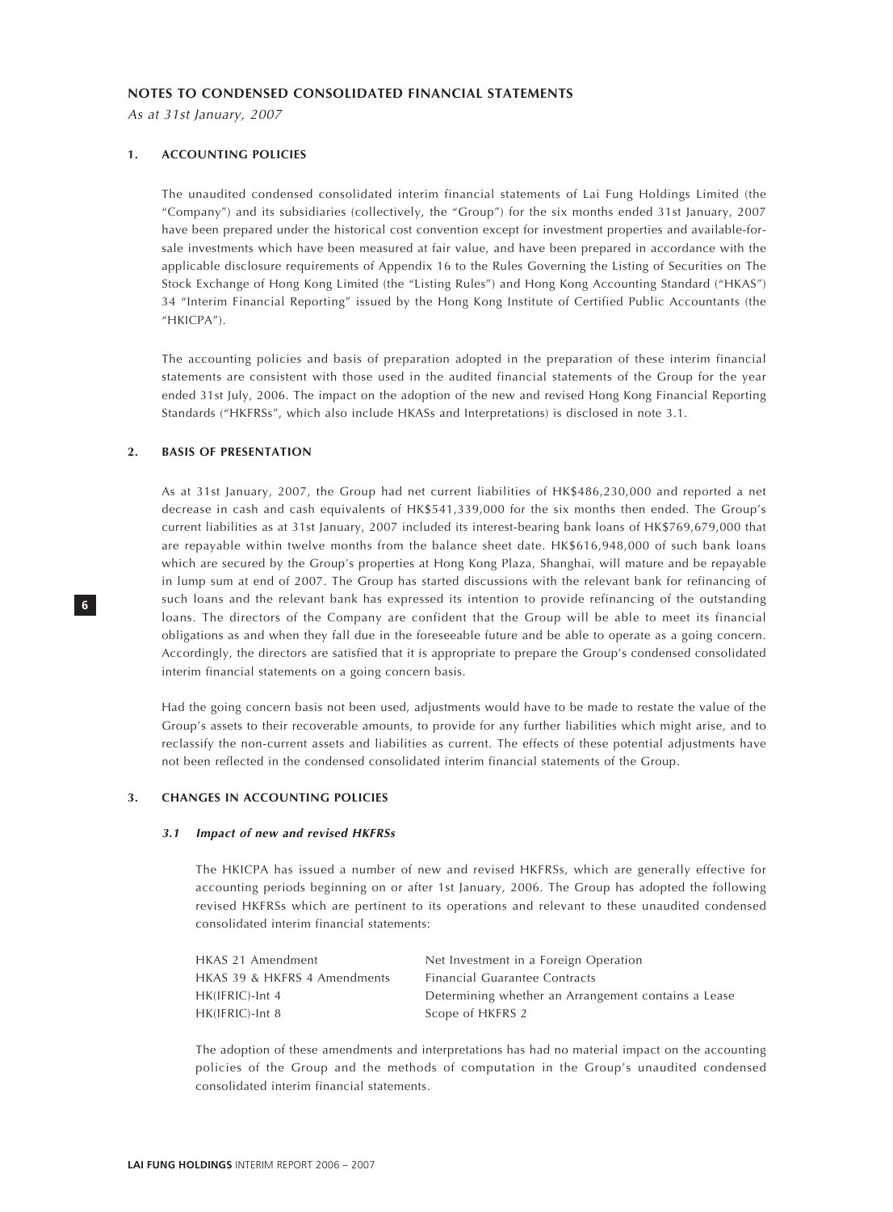## NOTES TO CONDENSED CONSOLIDATED FINANCIAL STATEMENTS

*As at 31st January, 2007*

### 1. ACCOUNTING POLICIES

The unaudited condensed consolidated interim financial statements of Lai Fung Holdings Limited (the "Company") and its subsidiaries (collectively, the "Group") for the six months ended 31st January, 2007 have been prepared under the historical cost convention except for investment properties and available-for-sale investments which have been measured at fair value, and have been prepared in accordance with the applicable disclosure requirements of Appendix 16 to the Rules Governing the Listing of Securities on The Stock Exchange of Hong Kong Limited (the "Listing Rules") and Hong Kong Accounting Standard ("HKAS") 34 "Interim Financial Reporting" issued by the Hong Kong Institute of Certified Public Accountants (the "HKICPA").

The accounting policies and basis of preparation adopted in the preparation of these interim financial statements are consistent with those used in the audited financial statements of the Group for the year ended 31st July, 2006. The impact on the adoption of the new and revised Hong Kong Financial Reporting Standards ("HKFRSs", which also include HKASs and Interpretations) is disclosed in note 3.1.

### 2. BASIS OF PRESENTATION

As at 31st January, 2007, the Group had net current liabilities of HK$486,230,000 and reported a net decrease in cash and cash equivalents of HK$541,339,000 for the six months then ended. The Group's current liabilities as at 31st January, 2007 included its interest-bearing bank loans of HK$769,679,000 that are repayable within twelve months from the balance sheet date. HK$616,948,000 of such bank loans which are secured by the Group's properties at Hong Kong Plaza, Shanghai, will mature and be repayable in lump sum at end of 2007. The Group has started discussions with the relevant bank for refinancing of such loans and the relevant bank has expressed its intention to provide refinancing of the outstanding loans. The directors of the Company are confident that the Group will be able to meet its financial obligations as and when they fall due in the foreseeable future and be able to operate as a going concern. Accordingly, the directors are satisfied that it is appropriate to prepare the Group's condensed consolidated interim financial statements on a going concern basis.

Had the going concern basis not been used, adjustments would have to be made to restate the value of the Group's assets to their recoverable amounts, to provide for any further liabilities which might arise, and to reclassify the non-current assets and liabilities as current. The effects of these potential adjustments have not been reflected in the condensed consolidated interim financial statements of the Group.

### 3. CHANGES IN ACCOUNTING POLICIES

#### *3.1 Impact of new and revised HKFRSs*

The HKICPA has issued a number of new and revised HKFRSs, which are generally effective for accounting periods beginning on or after 1st January, 2006. The Group has adopted the following revised HKFRSs which are pertinent to its operations and relevant to these unaudited condensed consolidated interim financial statements:

| | |
|---|---|
| HKAS 21 Amendment | Net Investment in a Foreign Operation |
| HKAS 39 & HKFRS 4 Amendments | Financial Guarantee Contracts |
| HK(IFRIC)-Int 4 | Determining whether an Arrangement contains a Lease |
| HK(IFRIC)-Int 8 | Scope of HKFRS 2 |

The adoption of these amendments and interpretations has had no material impact on the accounting policies of the Group and the methods of computation in the Group's unaudited condensed consolidated interim financial statements.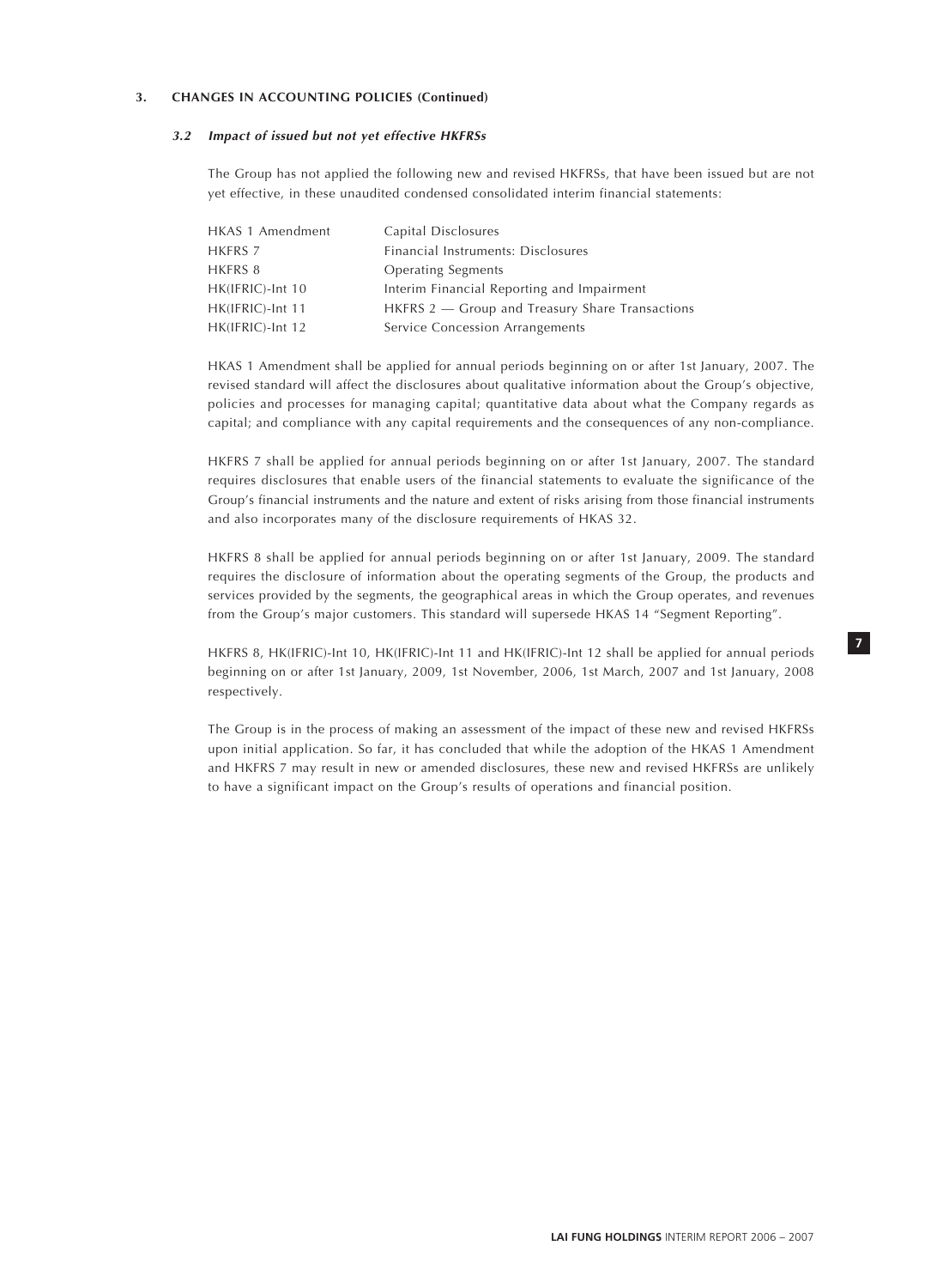### 3. CHANGES IN ACCOUNTING POLICIES (Continued)

#### *3.2 Impact of issued but not yet effective HKFRSs*

The Group has not applied the following new and revised HKFRSs, that have been issued but are not yet effective, in these unaudited condensed consolidated interim financial statements:

| | |
|---|---|
| HKAS 1 Amendment | Capital Disclosures |
| HKFRS 7 | Financial Instruments: Disclosures |
| HKFRS 8 | Operating Segments |
| HK(IFRIC)-Int 10 | Interim Financial Reporting and Impairment |
| HK(IFRIC)-Int 11 | HKFRS 2 — Group and Treasury Share Transactions |
| HK(IFRIC)-Int 12 | Service Concession Arrangements |

HKAS 1 Amendment shall be applied for annual periods beginning on or after 1st January, 2007. The revised standard will affect the disclosures about qualitative information about the Group's objective, policies and processes for managing capital; quantitative data about what the Company regards as capital; and compliance with any capital requirements and the consequences of any non-compliance.

HKFRS 7 shall be applied for annual periods beginning on or after 1st January, 2007. The standard requires disclosures that enable users of the financial statements to evaluate the significance of the Group's financial instruments and the nature and extent of risks arising from those financial instruments and also incorporates many of the disclosure requirements of HKAS 32.

HKFRS 8 shall be applied for annual periods beginning on or after 1st January, 2009. The standard requires the disclosure of information about the operating segments of the Group, the products and services provided by the segments, the geographical areas in which the Group operates, and revenues from the Group's major customers. This standard will supersede HKAS 14 "Segment Reporting".

HKFRS 8, HK(IFRIC)-Int 10, HK(IFRIC)-Int 11 and HK(IFRIC)-Int 12 shall be applied for annual periods beginning on or after 1st January, 2009, 1st November, 2006, 1st March, 2007 and 1st January, 2008 respectively.

The Group is in the process of making an assessment of the impact of these new and revised HKFRSs upon initial application. So far, it has concluded that while the adoption of the HKAS 1 Amendment and HKFRS 7 may result in new or amended disclosures, these new and revised HKFRSs are unlikely to have a significant impact on the Group's results of operations and financial position.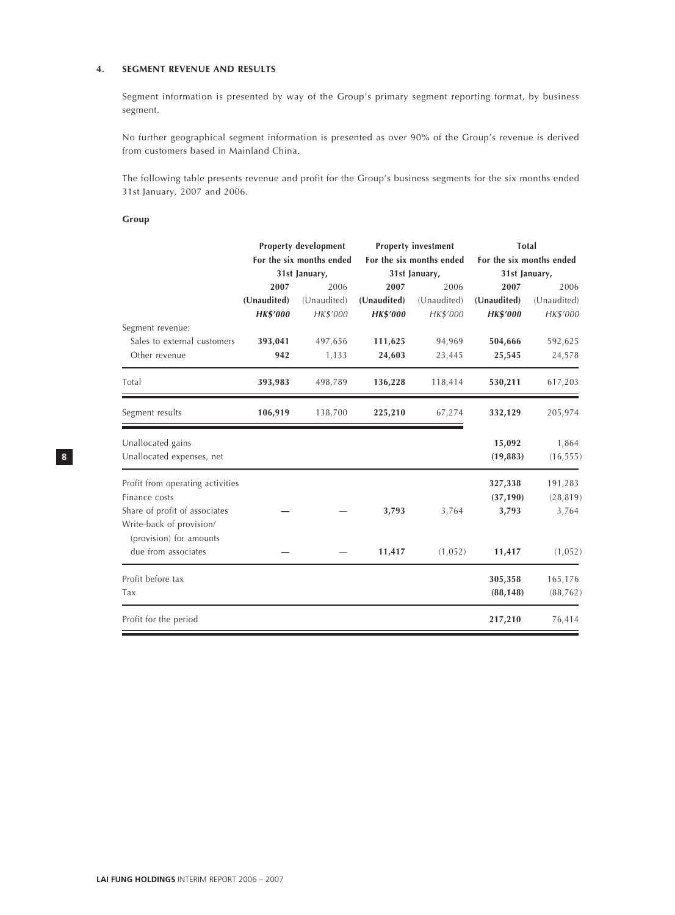### 4. SEGMENT REVENUE AND RESULTS

Segment information is presented by way of the Group's primary segment reporting format, by business segment.

No further geographical segment information is presented as over 90% of the Group's revenue is derived from customers based in Mainland China.

The following table presents revenue and profit for the Group's business segments for the six months ended 31st January, 2007 and 2006.

**Group**

| | Property development For the six months ended 31st January, | | Property investment For the six months ended 31st January, | | Total For the six months ended 31st January, | |
|---|---|---|---|---|---|---|
| | **2007** | 2006 | **2007** | 2006 | **2007** | 2006 |
| | **(Unaudited)** | (Unaudited) | **(Unaudited)** | (Unaudited) | **(Unaudited)** | (Unaudited) |
| | ***HK$'000*** | *HK$'000* | ***HK$'000*** | *HK$'000* | ***HK$'000*** | *HK$'000* |
| Segment revenue: | | | | | | |
| Sales to external customers | **393,041** | 497,656 | **111,625** | 94,969 | **504,666** | 592,625 |
| Other revenue | **942** | 1,133 | **24,603** | 23,445 | **25,545** | 24,578 |
| Total | **393,983** | 498,789 | **136,228** | 118,414 | **530,211** | 617,203 |
| Segment results | **106,919** | 138,700 | **225,210** | 67,274 | **332,129** | 205,974 |
| Unallocated gains | | | | | **15,092** | 1,864 |
| Unallocated expenses, net | | | | | **(19,883)** | (16,555) |
| Profit from operating activities | | | | | **327,338** | 191,283 |
| Finance costs | | | | | **(37,190)** | (28,819) |
| Share of profit of associates | **—** | — | **3,793** | 3,764 | **3,793** | 3,764 |
| Write-back of provision/ (provision) for amounts due from associates | **—** | — | **11,417** | (1,052) | **11,417** | (1,052) |
| Profit before tax | | | | | **305,358** | 165,176 |
| Tax | | | | | **(88,148)** | (88,762) |
| Profit for the period | | | | | **217,210** | 76,414 |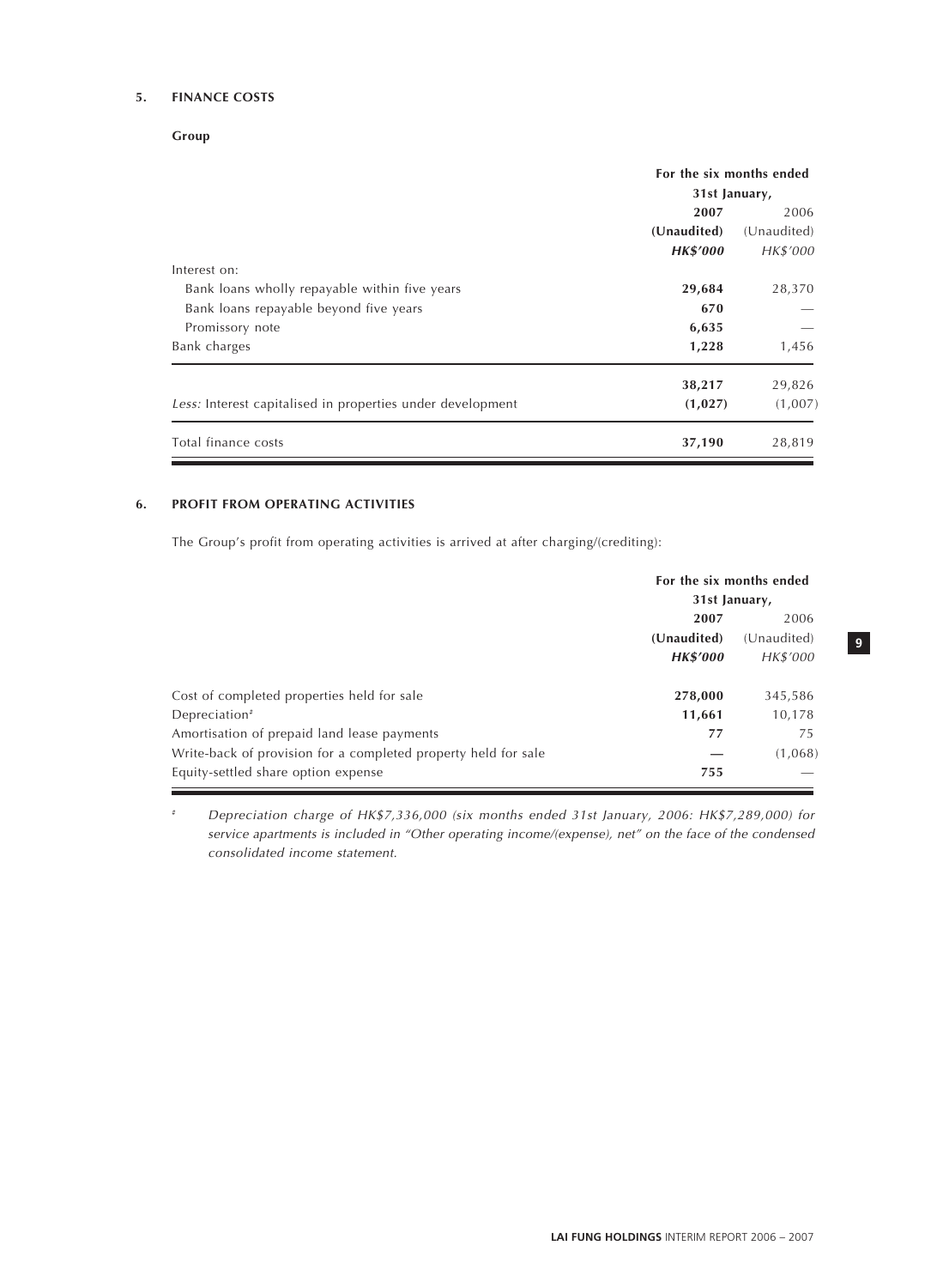## 5. FINANCE COSTS

**Group**

| | For the six months ended 31st January, | |
|---|---|---|
| | **2007** | 2006 |
| | **(Unaudited)** | (Unaudited) |
| | ***HK$'000*** | *HK$'000* |
| Interest on: | | |
| Bank loans wholly repayable within five years | **29,684** | 28,370 |
| Bank loans repayable beyond five years | **670** | — |
| Promissory note | **6,635** | — |
| Bank charges | **1,228** | 1,456 |
| | **38,217** | 29,826 |
| *Less:* Interest capitalised in properties under development | **(1,027)** | (1,007) |
| Total finance costs | **37,190** | 28,819 |

## 6. PROFIT FROM OPERATING ACTIVITIES

The Group's profit from operating activities is arrived at after charging/(crediting):

| | For the six months ended 31st January, | |
|---|---|---|
| | **2007** | 2006 |
| | **(Unaudited)** | (Unaudited) |
| | ***HK$'000*** | *HK$'000* |
| Cost of completed properties held for sale | **278,000** | 345,586 |
| Depreciation# | **11,661** | 10,178 |
| Amortisation of prepaid land lease payments | **77** | 75 |
| Write-back of provision for a completed property held for sale | **—** | (1,068) |
| Equity-settled share option expense | **755** | — |

# *Depreciation charge of HK$7,336,000 (six months ended 31st January, 2006: HK$7,289,000) for service apartments is included in "Other operating income/(expense), net" on the face of the condensed consolidated income statement.*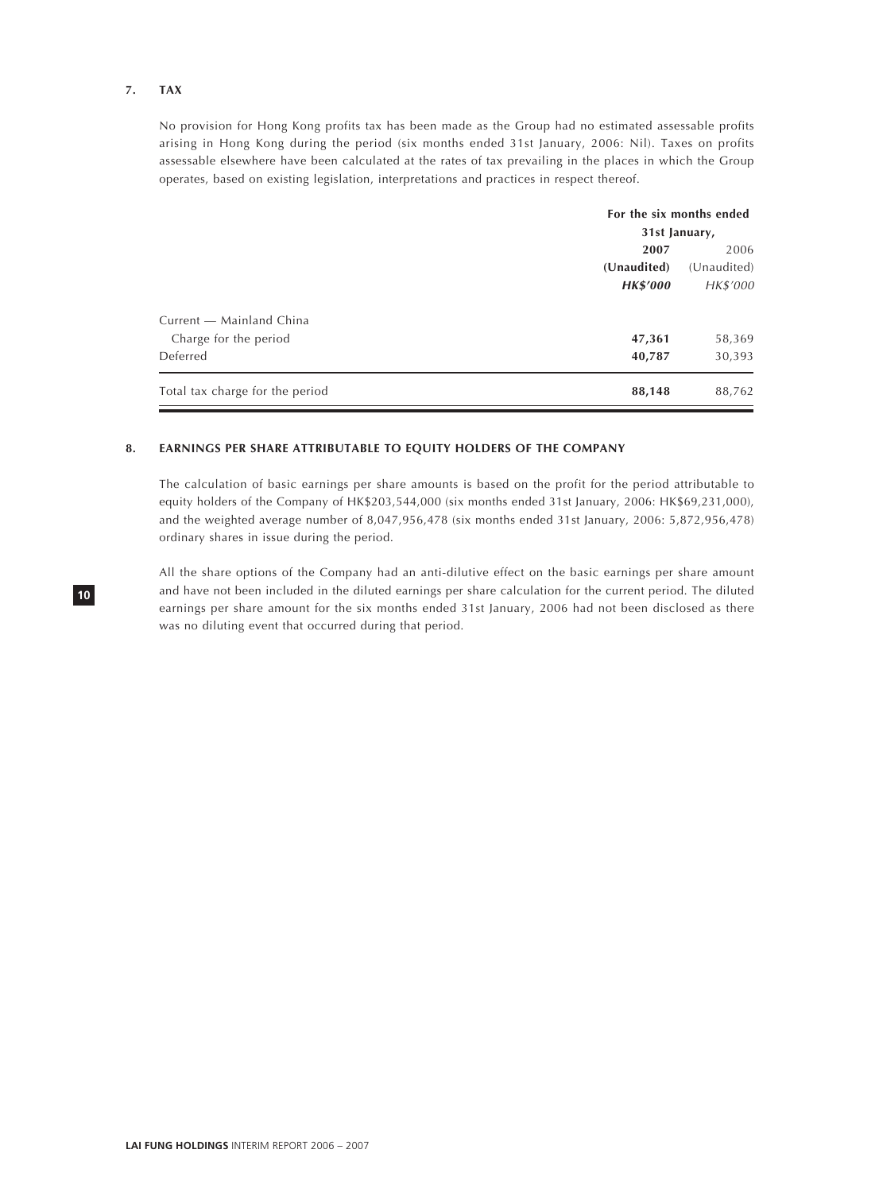## 7. TAX

No provision for Hong Kong profits tax has been made as the Group had no estimated assessable profits arising in Hong Kong during the period (six months ended 31st January, 2006: Nil). Taxes on profits assessable elsewhere have been calculated at the rates of tax prevailing in the places in which the Group operates, based on existing legislation, interpretations and practices in respect thereof.

| | For the six months ended 31st January, | |
|---|---|---|
| | **2007** | 2006 |
| | **(Unaudited)** | (Unaudited) |
| | ***HK$'000*** | *HK$'000* |
| Current — Mainland China | | |
| Charge for the period | **47,361** | 58,369 |
| Deferred | **40,787** | 30,393 |
| Total tax charge for the period | **88,148** | 88,762 |

## 8. EARNINGS PER SHARE ATTRIBUTABLE TO EQUITY HOLDERS OF THE COMPANY

The calculation of basic earnings per share amounts is based on the profit for the period attributable to equity holders of the Company of HK$203,544,000 (six months ended 31st January, 2006: HK$69,231,000), and the weighted average number of 8,047,956,478 (six months ended 31st January, 2006: 5,872,956,478) ordinary shares in issue during the period.

All the share options of the Company had an anti-dilutive effect on the basic earnings per share amount and have not been included in the diluted earnings per share calculation for the current period. The diluted earnings per share amount for the six months ended 31st January, 2006 had not been disclosed as there was no diluting event that occurred during that period.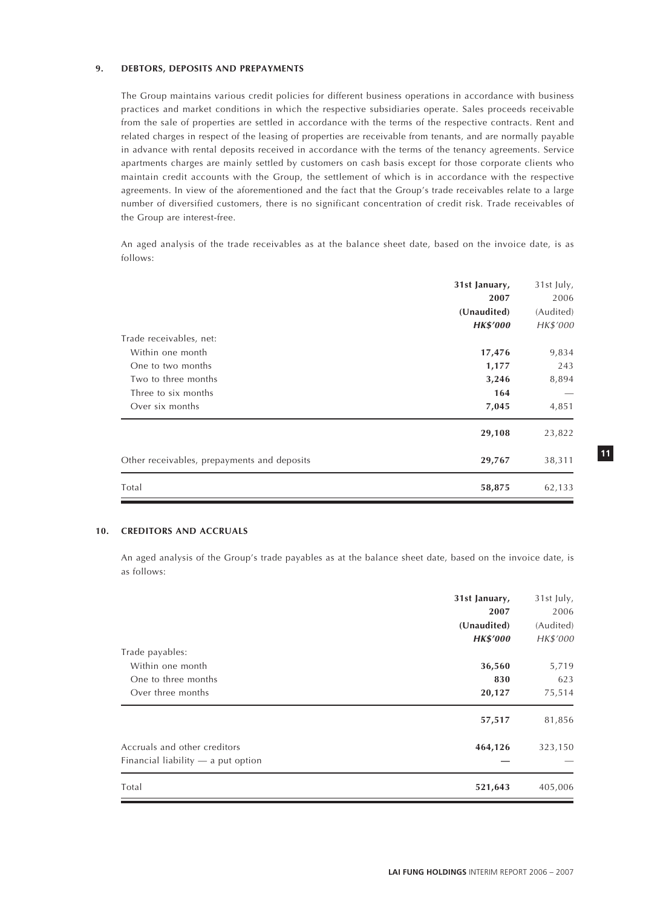### 9. DEBTORS, DEPOSITS AND PREPAYMENTS

The Group maintains various credit policies for different business operations in accordance with business practices and market conditions in which the respective subsidiaries operate. Sales proceeds receivable from the sale of properties are settled in accordance with the terms of the respective contracts. Rent and related charges in respect of the leasing of properties are receivable from tenants, and are normally payable in advance with rental deposits received in accordance with the terms of the tenancy agreements. Service apartments charges are mainly settled by customers on cash basis except for those corporate clients who maintain credit accounts with the Group, the settlement of which is in accordance with the respective agreements. In view of the aforementioned and the fact that the Group's trade receivables relate to a large number of diversified customers, there is no significant concentration of credit risk. Trade receivables of the Group are interest-free.

An aged analysis of the trade receivables as at the balance sheet date, based on the invoice date, is as follows:

| | **31st January, 2007 (Unaudited) *HK$'000*** | 31st July, 2006 (Audited) *HK$'000* |
|---|---|---|
| Trade receivables, net: | | |
| Within one month | **17,476** | 9,834 |
| One to two months | **1,177** | 243 |
| Two to three months | **3,246** | 8,894 |
| Three to six months | **164** | — |
| Over six months | **7,045** | 4,851 |
| | **29,108** | 23,822 |
| Other receivables, prepayments and deposits | **29,767** | 38,311 |
| Total | **58,875** | 62,133 |

### 10. CREDITORS AND ACCRUALS

An aged analysis of the Group's trade payables as at the balance sheet date, based on the invoice date, is as follows:

| | **31st January, 2007 (Unaudited) *HK$'000*** | 31st July, 2006 (Audited) *HK$'000* |
|---|---|---|
| Trade payables: | | |
| Within one month | **36,560** | 5,719 |
| One to three months | **830** | 623 |
| Over three months | **20,127** | 75,514 |
| | **57,517** | 81,856 |
| Accruals and other creditors | **464,126** | 323,150 |
| Financial liability — a put option | **—** | — |
| Total | **521,643** | 405,006 |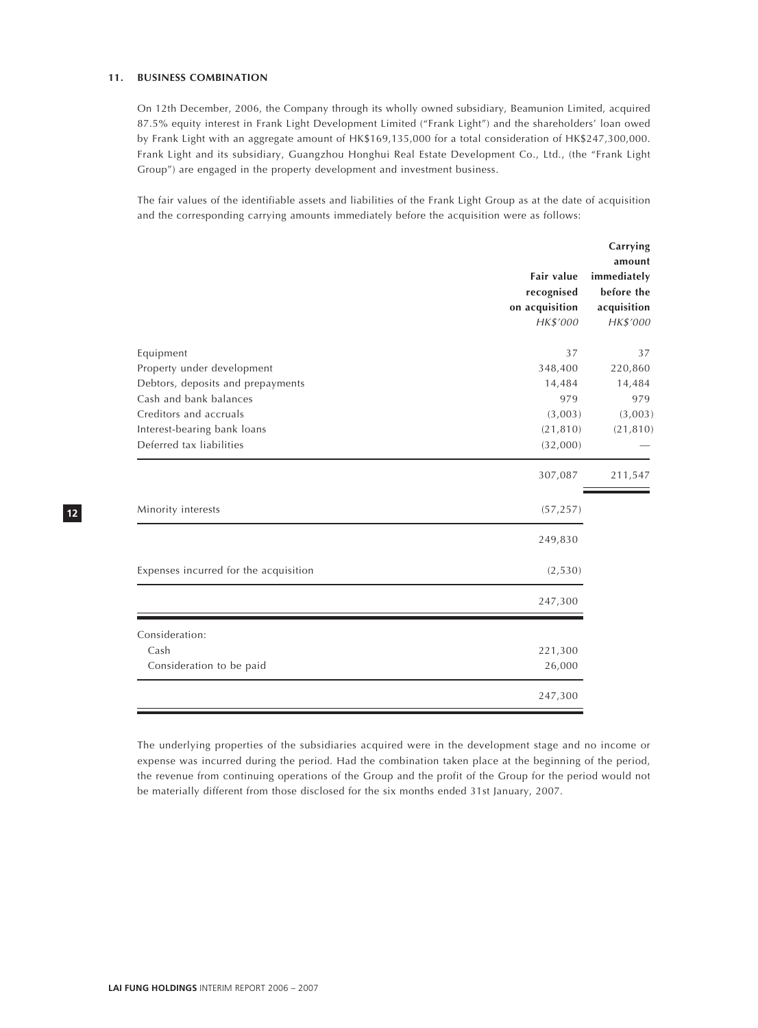### 11. BUSINESS COMBINATION

On 12th December, 2006, the Company through its wholly owned subsidiary, Beamunion Limited, acquired 87.5% equity interest in Frank Light Development Limited ("Frank Light") and the shareholders' loan owed by Frank Light with an aggregate amount of HK$169,135,000 for a total consideration of HK$247,300,000. Frank Light and its subsidiary, Guangzhou Honghui Real Estate Development Co., Ltd., (the "Frank Light Group") are engaged in the property development and investment business.

The fair values of the identifiable assets and liabilities of the Frank Light Group as at the date of acquisition and the corresponding carrying amounts immediately before the acquisition were as follows:

| | Fair value recognised on acquisition | Carrying amount immediately before the acquisition |
|---|---|---|
| | *HK$'000* | *HK$'000* |
| Equipment | 37 | 37 |
| Property under development | 348,400 | 220,860 |
| Debtors, deposits and prepayments | 14,484 | 14,484 |
| Cash and bank balances | 979 | 979 |
| Creditors and accruals | (3,003) | (3,003) |
| Interest-bearing bank loans | (21,810) | (21,810) |
| Deferred tax liabilities | (32,000) | — |
| | 307,087 | 211,547 |
| Minority interests | (57,257) | |
| | 249,830 | |
| Expenses incurred for the acquisition | (2,530) | |
| | 247,300 | |
| Consideration: | | |
| Cash | 221,300 | |
| Consideration to be paid | 26,000 | |
| | 247,300 | |

The underlying properties of the subsidiaries acquired were in the development stage and no income or expense was incurred during the period. Had the combination taken place at the beginning of the period, the revenue from continuing operations of the Group and the profit of the Group for the period would not be materially different from those disclosed for the six months ended 31st January, 2007.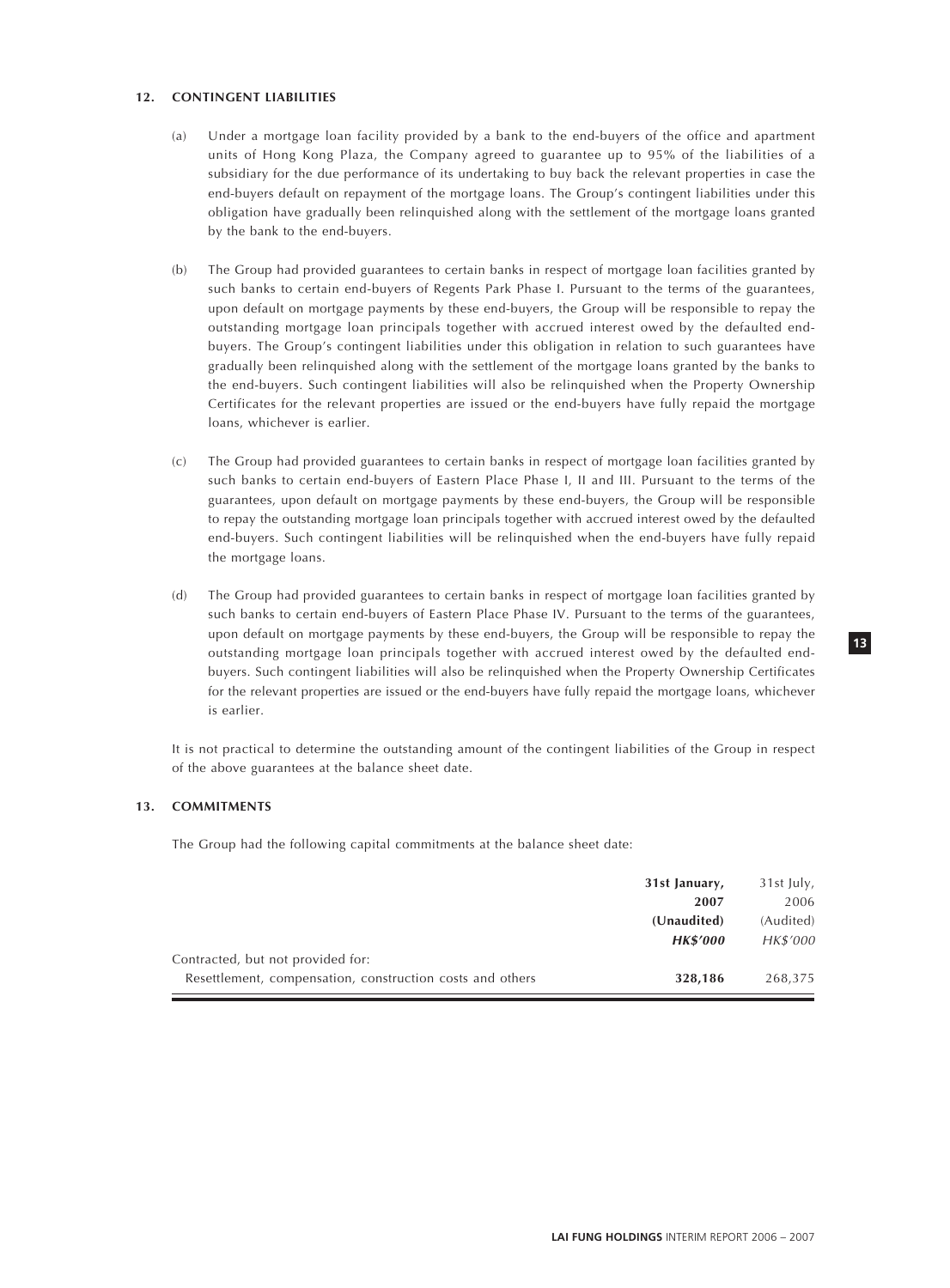## 12. CONTINGENT LIABILITIES

(a) Under a mortgage loan facility provided by a bank to the end-buyers of the office and apartment units of Hong Kong Plaza, the Company agreed to guarantee up to 95% of the liabilities of a subsidiary for the due performance of its undertaking to buy back the relevant properties in case the end-buyers default on repayment of the mortgage loans. The Group's contingent liabilities under this obligation have gradually been relinquished along with the settlement of the mortgage loans granted by the bank to the end-buyers.

(b) The Group had provided guarantees to certain banks in respect of mortgage loan facilities granted by such banks to certain end-buyers of Regents Park Phase I. Pursuant to the terms of the guarantees, upon default on mortgage payments by these end-buyers, the Group will be responsible to repay the outstanding mortgage loan principals together with accrued interest owed by the defaulted end-buyers. The Group's contingent liabilities under this obligation in relation to such guarantees have gradually been relinquished along with the settlement of the mortgage loans granted by the banks to the end-buyers. Such contingent liabilities will also be relinquished when the Property Ownership Certificates for the relevant properties are issued or the end-buyers have fully repaid the mortgage loans, whichever is earlier.

(c) The Group had provided guarantees to certain banks in respect of mortgage loan facilities granted by such banks to certain end-buyers of Eastern Place Phase I, II and III. Pursuant to the terms of the guarantees, upon default on mortgage payments by these end-buyers, the Group will be responsible to repay the outstanding mortgage loan principals together with accrued interest owed by the defaulted end-buyers. Such contingent liabilities will be relinquished when the end-buyers have fully repaid the mortgage loans.

(d) The Group had provided guarantees to certain banks in respect of mortgage loan facilities granted by such banks to certain end-buyers of Eastern Place Phase IV. Pursuant to the terms of the guarantees, upon default on mortgage payments by these end-buyers, the Group will be responsible to repay the outstanding mortgage loan principals together with accrued interest owed by the defaulted end-buyers. Such contingent liabilities will also be relinquished when the Property Ownership Certificates for the relevant properties are issued or the end-buyers have fully repaid the mortgage loans, whichever is earlier.

It is not practical to determine the outstanding amount of the contingent liabilities of the Group in respect of the above guarantees at the balance sheet date.

## 13. COMMITMENTS

The Group had the following capital commitments at the balance sheet date:

| | **31st January, 2007** | 31st July, 2006 |
|---|---|---|
| | **(Unaudited)** | (Audited) |
| | ***HK$'000*** | *HK$'000* |
| Contracted, but not provided for: | | |
| Resettlement, compensation, construction costs and others | **328,186** | 268,375 |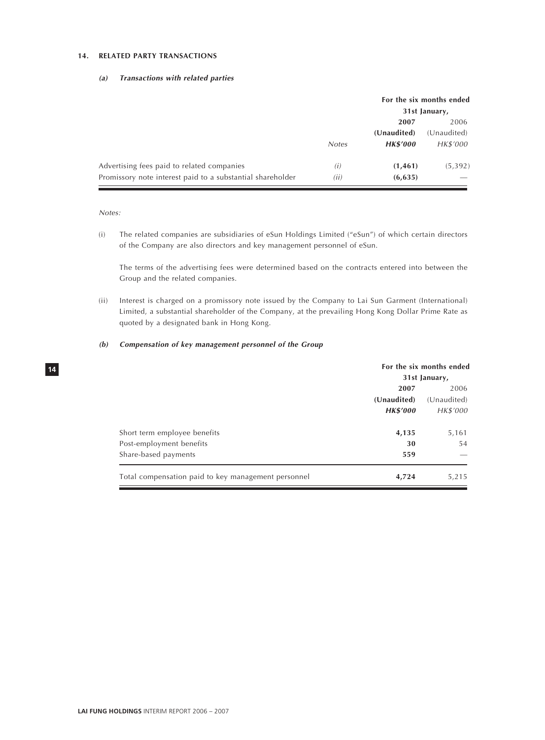## 14. RELATED PARTY TRANSACTIONS

### *(a) Transactions with related parties*

| | | For the six months ended 31st January, | |
|---|---|---|---|
| | | **2007** | 2006 |
| | | **(Unaudited)** | (Unaudited) |
| | *Notes* | ***HK$'000*** | *HK$'000* |
| Advertising fees paid to related companies | *(i)* | **(1,461)** | (5,392) |
| Promissory note interest paid to a substantial shareholder | *(ii)* | **(6,635)** | — |

*Notes:*

(i) The related companies are subsidiaries of eSun Holdings Limited ("eSun") of which certain directors of the Company are also directors and key management personnel of eSun.

The terms of the advertising fees were determined based on the contracts entered into between the Group and the related companies.

(ii) Interest is charged on a promissory note issued by the Company to Lai Sun Garment (International) Limited, a substantial shareholder of the Company, at the prevailing Hong Kong Dollar Prime Rate as quoted by a designated bank in Hong Kong.

### *(b) Compensation of key management personnel of the Group*

| | For the six months ended 31st January, | |
|---|---|---|
| | **2007** | 2006 |
| | **(Unaudited)** | (Unaudited) |
| | ***HK$'000*** | *HK$'000* |
| Short term employee benefits | **4,135** | 5,161 |
| Post-employment benefits | **30** | 54 |
| Share-based payments | **559** | — |
| Total compensation paid to key management personnel | **4,724** | 5,215 |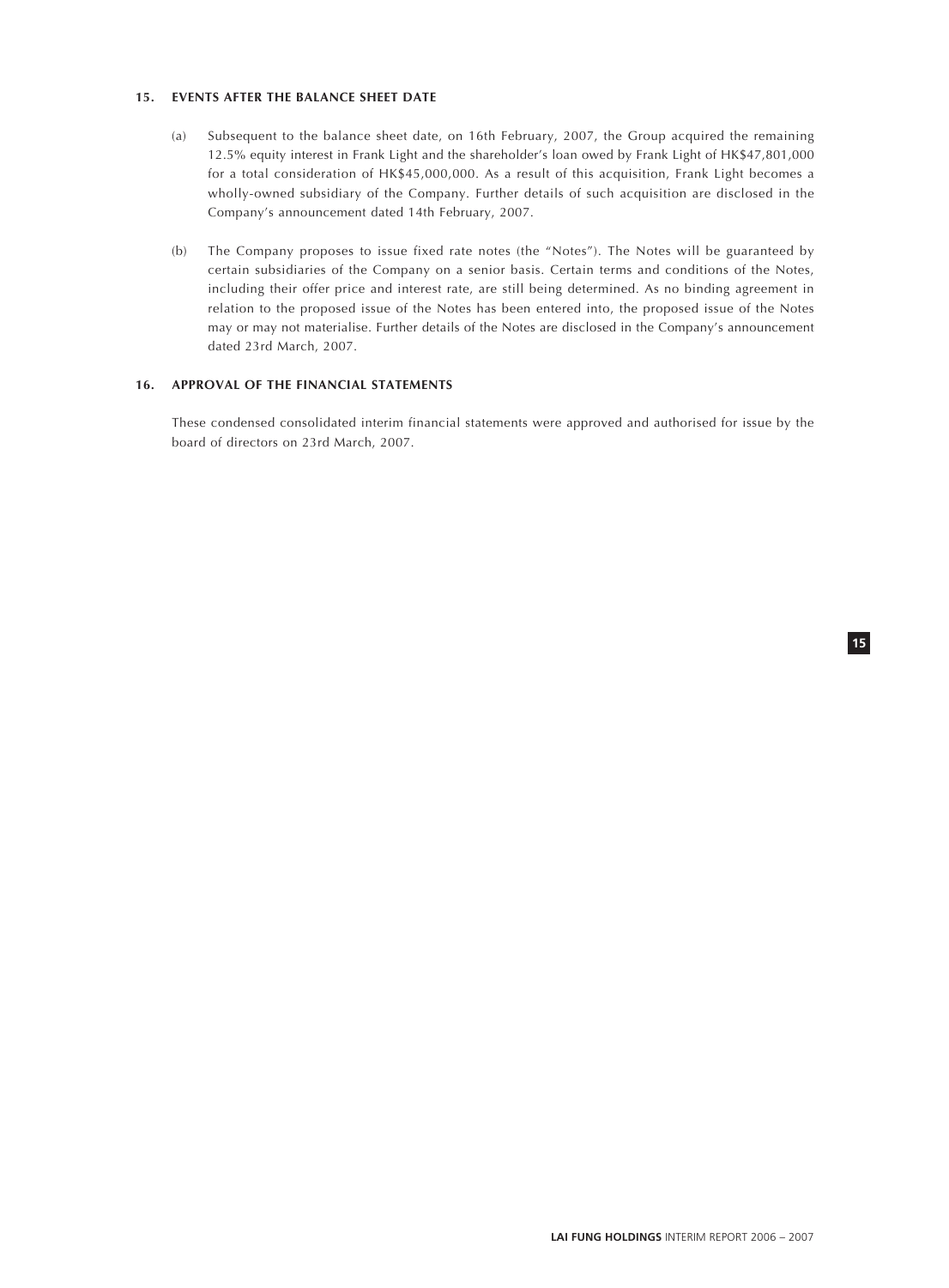## 15. EVENTS AFTER THE BALANCE SHEET DATE

(a) Subsequent to the balance sheet date, on 16th February, 2007, the Group acquired the remaining 12.5% equity interest in Frank Light and the shareholder's loan owed by Frank Light of HK$47,801,000 for a total consideration of HK$45,000,000. As a result of this acquisition, Frank Light becomes a wholly-owned subsidiary of the Company. Further details of such acquisition are disclosed in the Company's announcement dated 14th February, 2007.

(b) The Company proposes to issue fixed rate notes (the "Notes"). The Notes will be guaranteed by certain subsidiaries of the Company on a senior basis. Certain terms and conditions of the Notes, including their offer price and interest rate, are still being determined. As no binding agreement in relation to the proposed issue of the Notes has been entered into, the proposed issue of the Notes may or may not materialise. Further details of the Notes are disclosed in the Company's announcement dated 23rd March, 2007.

## 16. APPROVAL OF THE FINANCIAL STATEMENTS

These condensed consolidated interim financial statements were approved and authorised for issue by the board of directors on 23rd March, 2007.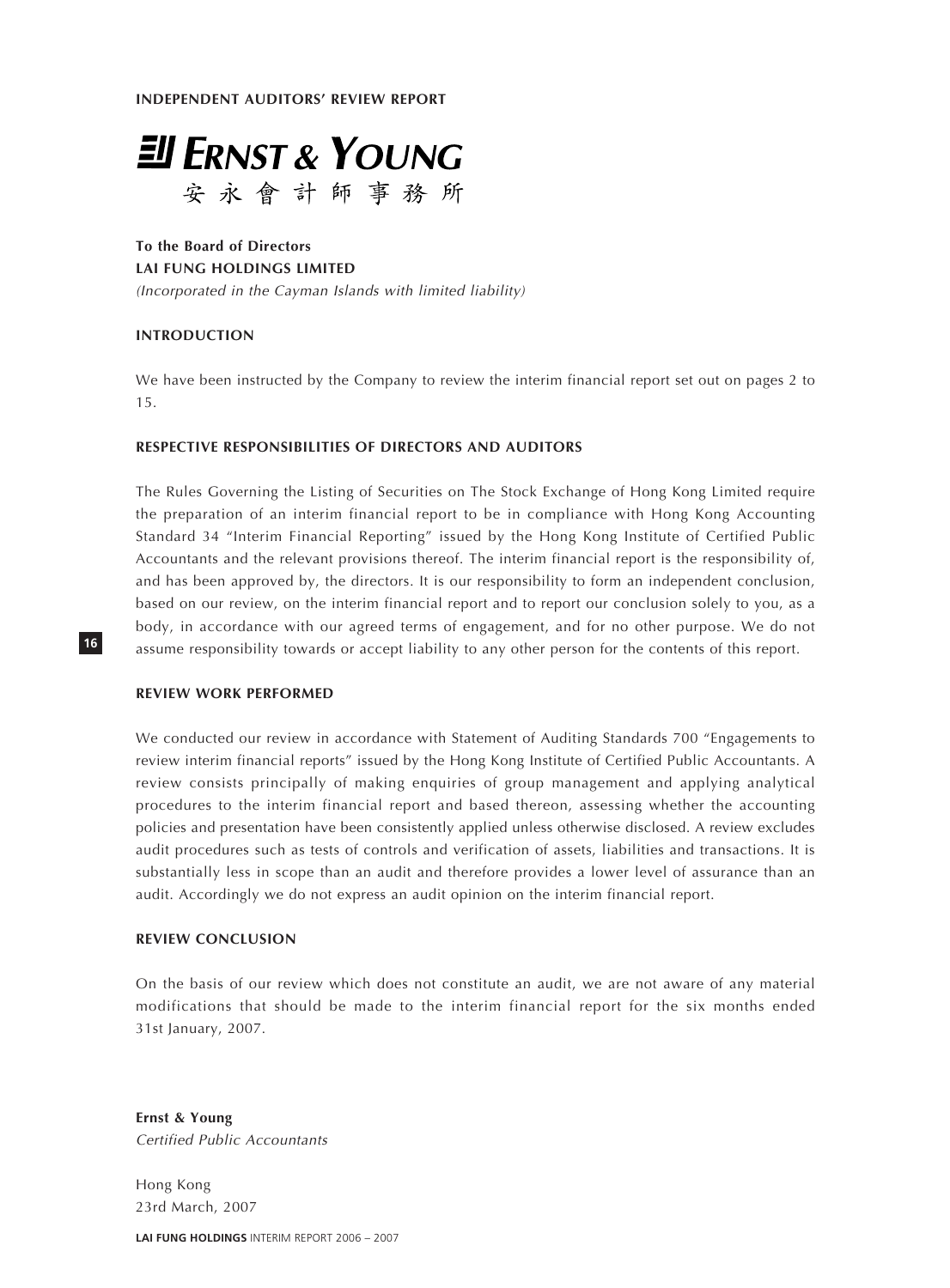# INDEPENDENT AUDITORS' REVIEW REPORT

**Ernst & Young**
安永會計師事務所

**To the Board of Directors**
**LAI FUNG HOLDINGS LIMITED**
*(Incorporated in the Cayman Islands with limited liability)*

## INTRODUCTION

We have been instructed by the Company to review the interim financial report set out on pages 2 to 15.

## RESPECTIVE RESPONSIBILITIES OF DIRECTORS AND AUDITORS

The Rules Governing the Listing of Securities on The Stock Exchange of Hong Kong Limited require the preparation of an interim financial report to be in compliance with Hong Kong Accounting Standard 34 "Interim Financial Reporting" issued by the Hong Kong Institute of Certified Public Accountants and the relevant provisions thereof. The interim financial report is the responsibility of, and has been approved by, the directors. It is our responsibility to form an independent conclusion, based on our review, on the interim financial report and to report our conclusion solely to you, as a body, in accordance with our agreed terms of engagement, and for no other purpose. We do not assume responsibility towards or accept liability to any other person for the contents of this report.

## REVIEW WORK PERFORMED

We conducted our review in accordance with Statement of Auditing Standards 700 "Engagements to review interim financial reports" issued by the Hong Kong Institute of Certified Public Accountants. A review consists principally of making enquiries of group management and applying analytical procedures to the interim financial report and based thereon, assessing whether the accounting policies and presentation have been consistently applied unless otherwise disclosed. A review excludes audit procedures such as tests of controls and verification of assets, liabilities and transactions. It is substantially less in scope than an audit and therefore provides a lower level of assurance than an audit. Accordingly we do not express an audit opinion on the interim financial report.

## REVIEW CONCLUSION

On the basis of our review which does not constitute an audit, we are not aware of any material modifications that should be made to the interim financial report for the six months ended 31st January, 2007.

**Ernst & Young**
*Certified Public Accountants*

Hong Kong
23rd March, 2007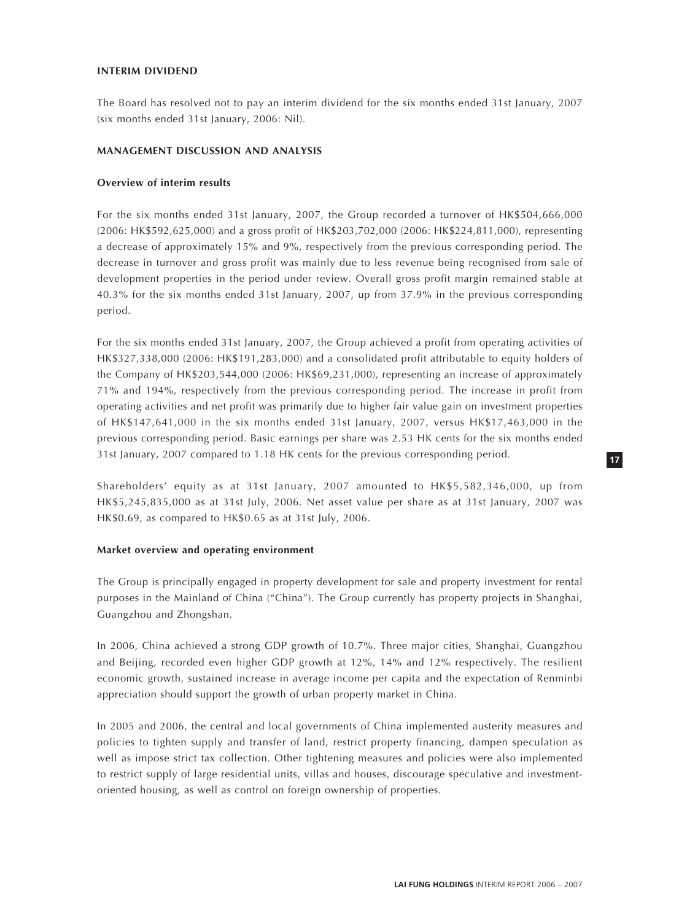## INTERIM DIVIDEND

The Board has resolved not to pay an interim dividend for the six months ended 31st January, 2007 (six months ended 31st January, 2006: Nil).

## MANAGEMENT DISCUSSION AND ANALYSIS

### Overview of interim results

For the six months ended 31st January, 2007, the Group recorded a turnover of HK$504,666,000 (2006: HK$592,625,000) and a gross profit of HK$203,702,000 (2006: HK$224,811,000), representing a decrease of approximately 15% and 9%, respectively from the previous corresponding period. The decrease in turnover and gross profit was mainly due to less revenue being recognised from sale of development properties in the period under review. Overall gross profit margin remained stable at 40.3% for the six months ended 31st January, 2007, up from 37.9% in the previous corresponding period.

For the six months ended 31st January, 2007, the Group achieved a profit from operating activities of HK$327,338,000 (2006: HK$191,283,000) and a consolidated profit attributable to equity holders of the Company of HK$203,544,000 (2006: HK$69,231,000), representing an increase of approximately 71% and 194%, respectively from the previous corresponding period. The increase in profit from operating activities and net profit was primarily due to higher fair value gain on investment properties of HK$147,641,000 in the six months ended 31st January, 2007, versus HK$17,463,000 in the previous corresponding period. Basic earnings per share was 2.53 HK cents for the six months ended 31st January, 2007 compared to 1.18 HK cents for the previous corresponding period.

Shareholders' equity as at 31st January, 2007 amounted to HK$5,582,346,000, up from HK$5,245,835,000 as at 31st July, 2006. Net asset value per share as at 31st January, 2007 was HK$0.69, as compared to HK$0.65 as at 31st July, 2006.

### Market overview and operating environment

The Group is principally engaged in property development for sale and property investment for rental purposes in the Mainland of China ("China"). The Group currently has property projects in Shanghai, Guangzhou and Zhongshan.

In 2006, China achieved a strong GDP growth of 10.7%. Three major cities, Shanghai, Guangzhou and Beijing, recorded even higher GDP growth at 12%, 14% and 12% respectively. The resilient economic growth, sustained increase in average income per capita and the expectation of Renminbi appreciation should support the growth of urban property market in China.

In 2005 and 2006, the central and local governments of China implemented austerity measures and policies to tighten supply and transfer of land, restrict property financing, dampen speculation as well as impose strict tax collection. Other tightening measures and policies were also implemented to restrict supply of large residential units, villas and houses, discourage speculative and investment-oriented housing, as well as control on foreign ownership of properties.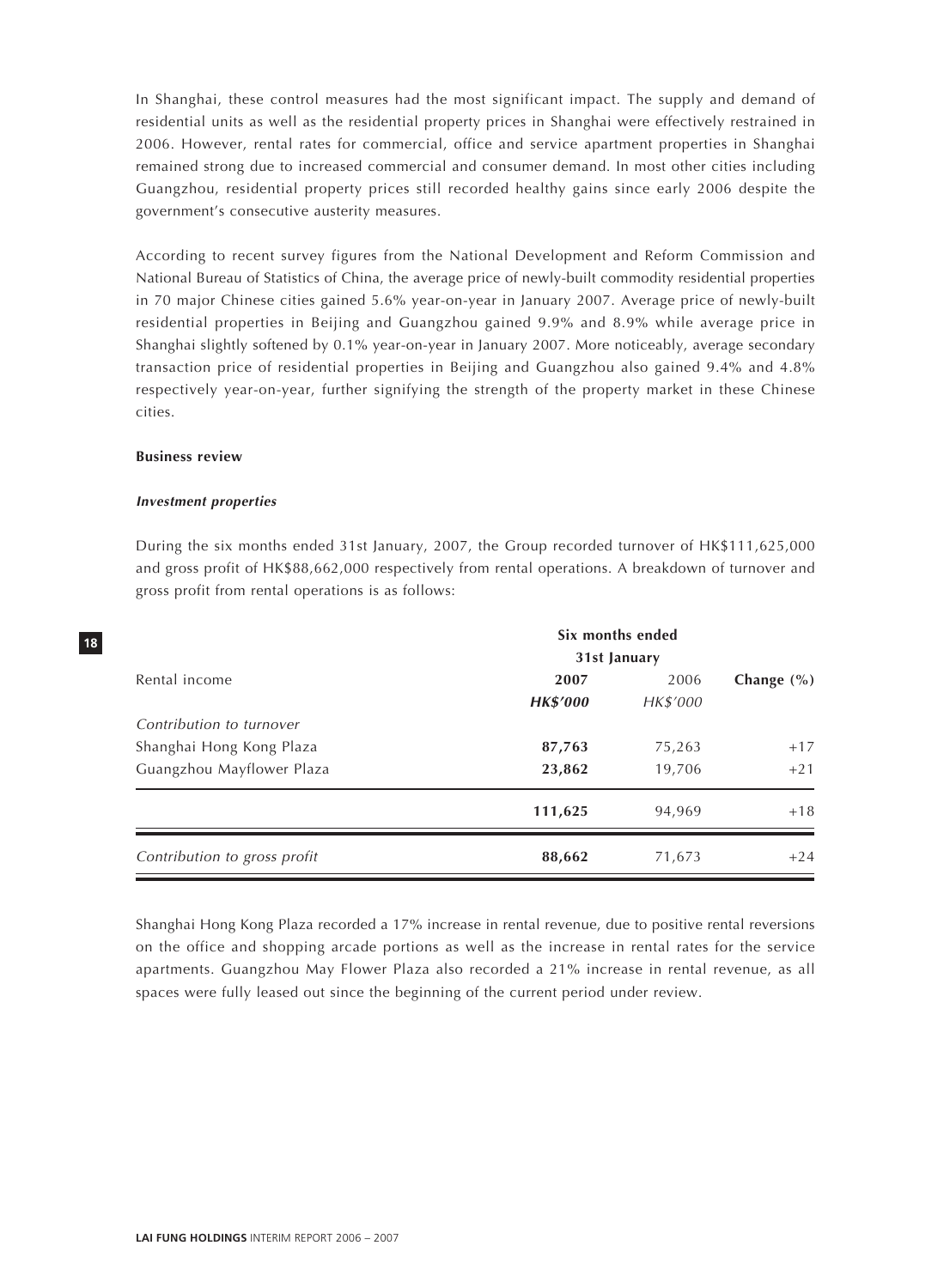In Shanghai, these control measures had the most significant impact. The supply and demand of residential units as well as the residential property prices in Shanghai were effectively restrained in 2006. However, rental rates for commercial, office and service apartment properties in Shanghai remained strong due to increased commercial and consumer demand. In most other cities including Guangzhou, residential property prices still recorded healthy gains since early 2006 despite the government's consecutive austerity measures.

According to recent survey figures from the National Development and Reform Commission and National Bureau of Statistics of China, the average price of newly-built commodity residential properties in 70 major Chinese cities gained 5.6% year-on-year in January 2007. Average price of newly-built residential properties in Beijing and Guangzhou gained 9.9% and 8.9% while average price in Shanghai slightly softened by 0.1% year-on-year in January 2007. More noticeably, average secondary transaction price of residential properties in Beijing and Guangzhou also gained 9.4% and 4.8% respectively year-on-year, further signifying the strength of the property market in these Chinese cities.

**Business review**

***Investment properties***

During the six months ended 31st January, 2007, the Group recorded turnover of HK$111,625,000 and gross profit of HK$88,662,000 respectively from rental operations. A breakdown of turnover and gross profit from rental operations is as follows:

| | **Six months ended 31st January** | | |
|---|---|---|---|
| Rental income | **2007** | 2006 | **Change (%)** |
| | ***HK$'000*** | *HK$'000* | |
| *Contribution to turnover* | | | |
| Shanghai Hong Kong Plaza | **87,763** | 75,263 | +17 |
| Guangzhou Mayflower Plaza | **23,862** | 19,706 | +21 |
| | **111,625** | 94,969 | +18 |
| *Contribution to gross profit* | **88,662** | 71,673 | +24 |

Shanghai Hong Kong Plaza recorded a 17% increase in rental revenue, due to positive rental reversions on the office and shopping arcade portions as well as the increase in rental rates for the service apartments. Guangzhou May Flower Plaza also recorded a 21% increase in rental revenue, as all spaces were fully leased out since the beginning of the current period under review.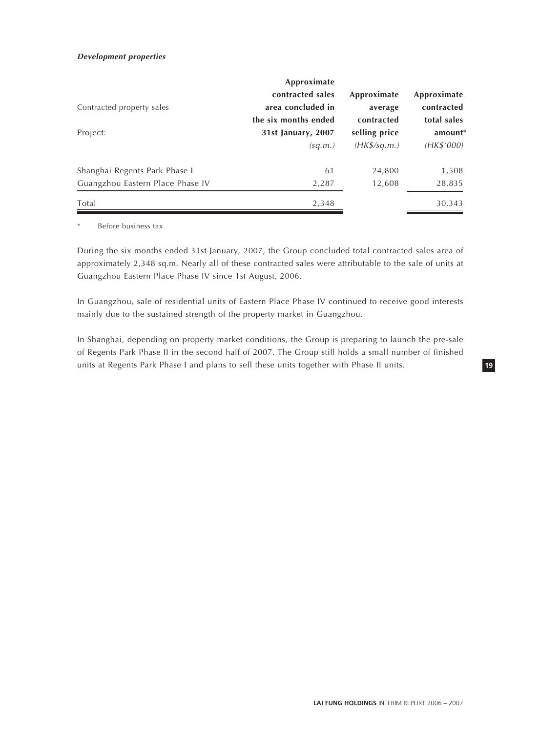***Development properties***

| Contracted property sales<br>Project: | Approximate contracted sales area concluded in the six months ended 31st January, 2007<br>*(sq.m.)* | Approximate average contracted selling price<br>*(HK$/sq.m.)* | Approximate contracted total sales amount*<br>*(HK$'000)* |
|---|---|---|---|
| Shanghai Regents Park Phase I | 61 | 24,800 | 1,508 |
| Guangzhou Eastern Place Phase IV | 2,287 | 12,608 | 28,835 |
| Total | 2,348 | | 30,343 |

\* Before business tax

During the six months ended 31st January, 2007, the Group concluded total contracted sales area of approximately 2,348 sq.m. Nearly all of these contracted sales were attributable to the sale of units at Guangzhou Eastern Place Phase IV since 1st August, 2006.

In Guangzhou, sale of residential units of Eastern Place Phase IV continued to receive good interests mainly due to the sustained strength of the property market in Guangzhou.

In Shanghai, depending on property market conditions, the Group is preparing to launch the pre-sale of Regents Park Phase II in the second half of 2007. The Group still holds a small number of finished units at Regents Park Phase I and plans to sell these units together with Phase II units.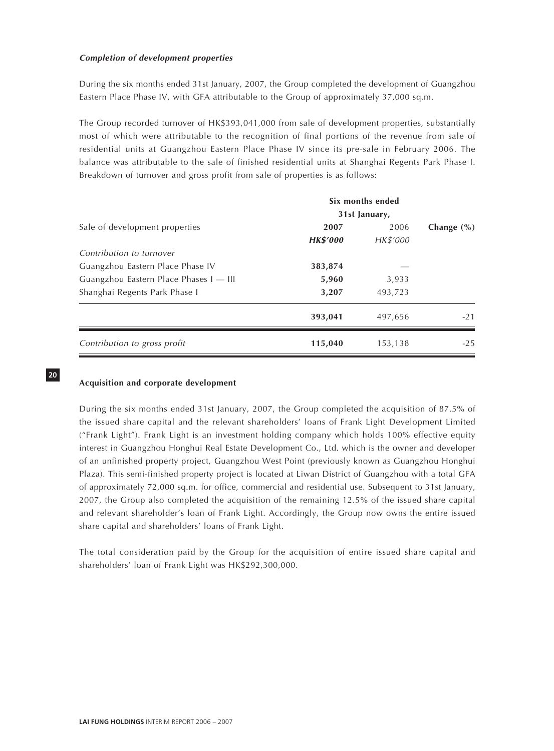***Completion of development properties***

During the six months ended 31st January, 2007, the Group completed the development of Guangzhou Eastern Place Phase IV, with GFA attributable to the Group of approximately 37,000 sq.m.

The Group recorded turnover of HK$393,041,000 from sale of development properties, substantially most of which were attributable to the recognition of final portions of the revenue from sale of residential units at Guangzhou Eastern Place Phase IV since its pre-sale in February 2006. The balance was attributable to the sale of finished residential units at Shanghai Regents Park Phase I. Breakdown of turnover and gross profit from sale of properties is as follows:

| | **Six months ended 31st January,** | | |
|---|---|---|---|
| Sale of development properties | **2007** | 2006 | **Change (%)** |
| | ***HK$'000*** | *HK$'000* | |
| *Contribution to turnover* | | | |
| Guangzhou Eastern Place Phase IV | **383,874** | — | |
| Guangzhou Eastern Place Phases I — III | **5,960** | 3,933 | |
| Shanghai Regents Park Phase I | **3,207** | 493,723 | |
| | **393,041** | 497,656 | -21 |
| *Contribution to gross profit* | **115,040** | 153,138 | -25 |

**Acquisition and corporate development**

During the six months ended 31st January, 2007, the Group completed the acquisition of 87.5% of the issued share capital and the relevant shareholders' loans of Frank Light Development Limited ("Frank Light"). Frank Light is an investment holding company which holds 100% effective equity interest in Guangzhou Honghui Real Estate Development Co., Ltd. which is the owner and developer of an unfinished property project, Guangzhou West Point (previously known as Guangzhou Honghui Plaza). This semi-finished property project is located at Liwan District of Guangzhou with a total GFA of approximately 72,000 sq.m. for office, commercial and residential use. Subsequent to 31st January, 2007, the Group also completed the acquisition of the remaining 12.5% of the issued share capital and relevant shareholder's loan of Frank Light. Accordingly, the Group now owns the entire issued share capital and shareholders' loans of Frank Light.

The total consideration paid by the Group for the acquisition of entire issued share capital and shareholders' loan of Frank Light was HK$292,300,000.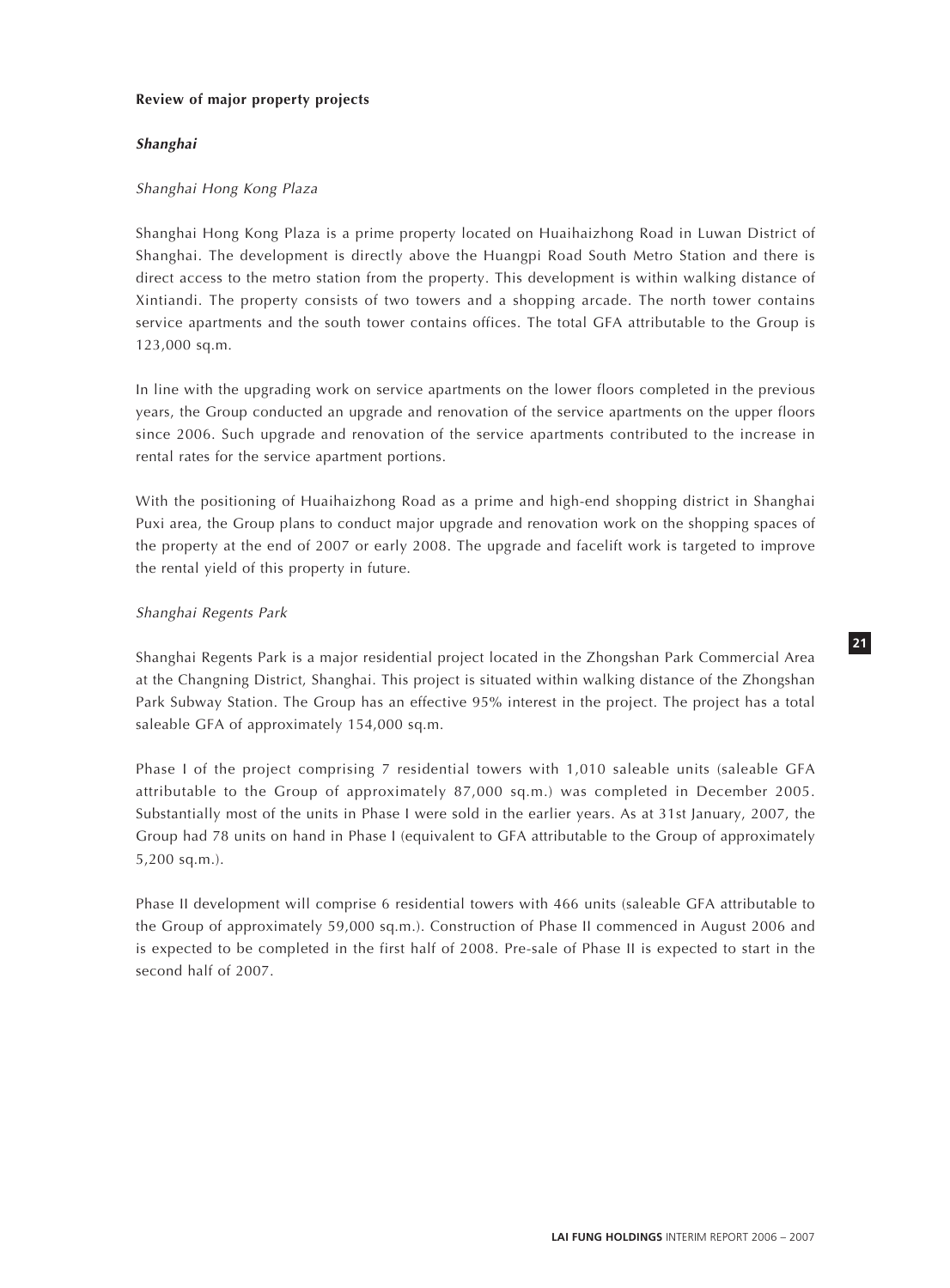**Review of major property projects**

***Shanghai***

*Shanghai Hong Kong Plaza*

Shanghai Hong Kong Plaza is a prime property located on Huaihaizhong Road in Luwan District of Shanghai. The development is directly above the Huangpi Road South Metro Station and there is direct access to the metro station from the property. This development is within walking distance of Xintiandi. The property consists of two towers and a shopping arcade. The north tower contains service apartments and the south tower contains offices. The total GFA attributable to the Group is 123,000 sq.m.

In line with the upgrading work on service apartments on the lower floors completed in the previous years, the Group conducted an upgrade and renovation of the service apartments on the upper floors since 2006. Such upgrade and renovation of the service apartments contributed to the increase in rental rates for the service apartment portions.

With the positioning of Huaihaizhong Road as a prime and high-end shopping district in Shanghai Puxi area, the Group plans to conduct major upgrade and renovation work on the shopping spaces of the property at the end of 2007 or early 2008. The upgrade and facelift work is targeted to improve the rental yield of this property in future.

*Shanghai Regents Park*

Shanghai Regents Park is a major residential project located in the Zhongshan Park Commercial Area at the Changning District, Shanghai. This project is situated within walking distance of the Zhongshan Park Subway Station. The Group has an effective 95% interest in the project. The project has a total saleable GFA of approximately 154,000 sq.m.

Phase I of the project comprising 7 residential towers with 1,010 saleable units (saleable GFA attributable to the Group of approximately 87,000 sq.m.) was completed in December 2005. Substantially most of the units in Phase I were sold in the earlier years. As at 31st January, 2007, the Group had 78 units on hand in Phase I (equivalent to GFA attributable to the Group of approximately 5,200 sq.m.).

Phase II development will comprise 6 residential towers with 466 units (saleable GFA attributable to the Group of approximately 59,000 sq.m.). Construction of Phase II commenced in August 2006 and is expected to be completed in the first half of 2008. Pre-sale of Phase II is expected to start in the second half of 2007.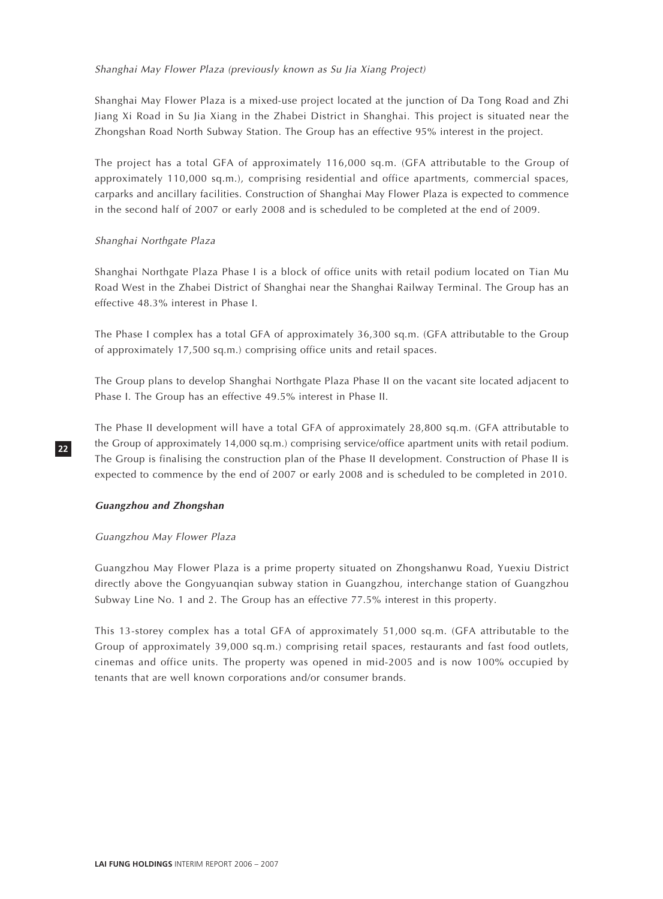*Shanghai May Flower Plaza (previously known as Su Jia Xiang Project)*

Shanghai May Flower Plaza is a mixed-use project located at the junction of Da Tong Road and Zhi Jiang Xi Road in Su Jia Xiang in the Zhabei District in Shanghai. This project is situated near the Zhongshan Road North Subway Station. The Group has an effective 95% interest in the project.

The project has a total GFA of approximately 116,000 sq.m. (GFA attributable to the Group of approximately 110,000 sq.m.), comprising residential and office apartments, commercial spaces, carparks and ancillary facilities. Construction of Shanghai May Flower Plaza is expected to commence in the second half of 2007 or early 2008 and is scheduled to be completed at the end of 2009.

*Shanghai Northgate Plaza*

Shanghai Northgate Plaza Phase I is a block of office units with retail podium located on Tian Mu Road West in the Zhabei District of Shanghai near the Shanghai Railway Terminal. The Group has an effective 48.3% interest in Phase I.

The Phase I complex has a total GFA of approximately 36,300 sq.m. (GFA attributable to the Group of approximately 17,500 sq.m.) comprising office units and retail spaces.

The Group plans to develop Shanghai Northgate Plaza Phase II on the vacant site located adjacent to Phase I. The Group has an effective 49.5% interest in Phase II.

The Phase II development will have a total GFA of approximately 28,800 sq.m. (GFA attributable to the Group of approximately 14,000 sq.m.) comprising service/office apartment units with retail podium. The Group is finalising the construction plan of the Phase II development. Construction of Phase II is expected to commence by the end of 2007 or early 2008 and is scheduled to be completed in 2010.

***Guangzhou and Zhongshan***

*Guangzhou May Flower Plaza*

Guangzhou May Flower Plaza is a prime property situated on Zhongshanwu Road, Yuexiu District directly above the Gongyuanqian subway station in Guangzhou, interchange station of Guangzhou Subway Line No. 1 and 2. The Group has an effective 77.5% interest in this property.

This 13-storey complex has a total GFA of approximately 51,000 sq.m. (GFA attributable to the Group of approximately 39,000 sq.m.) comprising retail spaces, restaurants and fast food outlets, cinemas and office units. The property was opened in mid-2005 and is now 100% occupied by tenants that are well known corporations and/or consumer brands.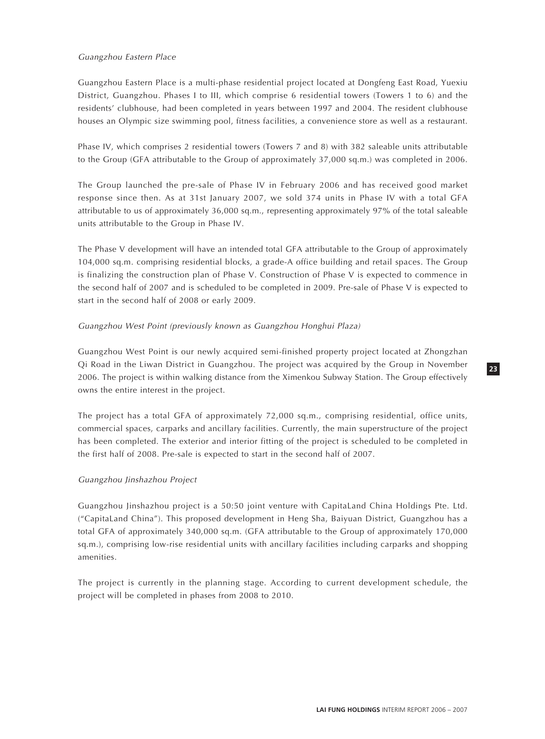*Guangzhou Eastern Place*

Guangzhou Eastern Place is a multi-phase residential project located at Dongfeng East Road, Yuexiu District, Guangzhou. Phases I to III, which comprise 6 residential towers (Towers 1 to 6) and the residents' clubhouse, had been completed in years between 1997 and 2004. The resident clubhouse houses an Olympic size swimming pool, fitness facilities, a convenience store as well as a restaurant.

Phase IV, which comprises 2 residential towers (Towers 7 and 8) with 382 saleable units attributable to the Group (GFA attributable to the Group of approximately 37,000 sq.m.) was completed in 2006.

The Group launched the pre-sale of Phase IV in February 2006 and has received good market response since then. As at 31st January 2007, we sold 374 units in Phase IV with a total GFA attributable to us of approximately 36,000 sq.m., representing approximately 97% of the total saleable units attributable to the Group in Phase IV.

The Phase V development will have an intended total GFA attributable to the Group of approximately 104,000 sq.m. comprising residential blocks, a grade-A office building and retail spaces. The Group is finalizing the construction plan of Phase V. Construction of Phase V is expected to commence in the second half of 2007 and is scheduled to be completed in 2009. Pre-sale of Phase V is expected to start in the second half of 2008 or early 2009.

*Guangzhou West Point (previously known as Guangzhou Honghui Plaza)*

Guangzhou West Point is our newly acquired semi-finished property project located at Zhongzhan Qi Road in the Liwan District in Guangzhou. The project was acquired by the Group in November 2006. The project is within walking distance from the Ximenkou Subway Station. The Group effectively owns the entire interest in the project.

The project has a total GFA of approximately 72,000 sq.m., comprising residential, office units, commercial spaces, carparks and ancillary facilities. Currently, the main superstructure of the project has been completed. The exterior and interior fitting of the project is scheduled to be completed in the first half of 2008. Pre-sale is expected to start in the second half of 2007.

*Guangzhou Jinshazhou Project*

Guangzhou Jinshazhou project is a 50:50 joint venture with CapitaLand China Holdings Pte. Ltd. ("CapitaLand China"). This proposed development in Heng Sha, Baiyuan District, Guangzhou has a total GFA of approximately 340,000 sq.m. (GFA attributable to the Group of approximately 170,000 sq.m.), comprising low-rise residential units with ancillary facilities including carparks and shopping amenities.

The project is currently in the planning stage. According to current development schedule, the project will be completed in phases from 2008 to 2010.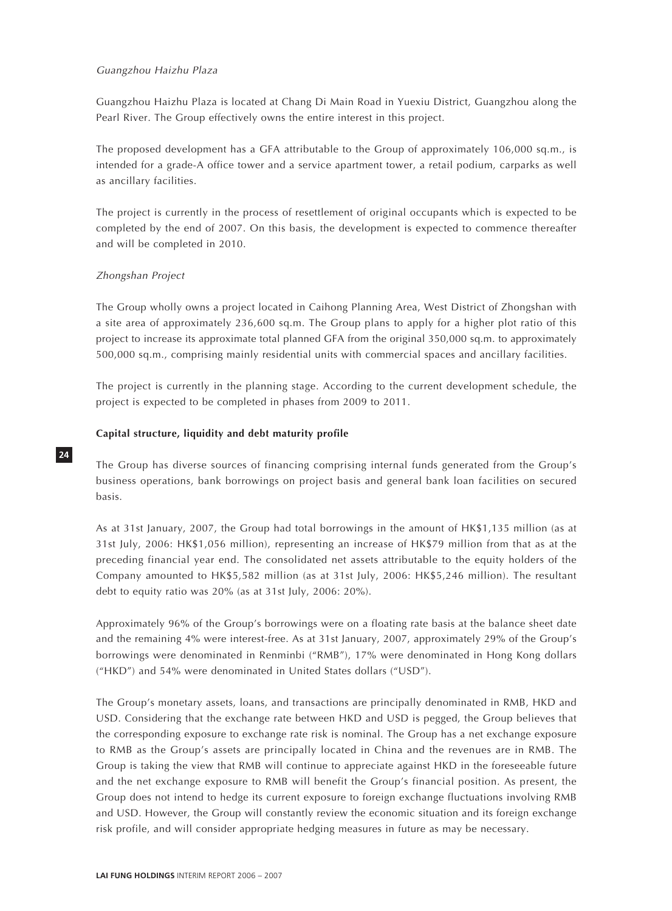*Guangzhou Haizhu Plaza*

Guangzhou Haizhu Plaza is located at Chang Di Main Road in Yuexiu District, Guangzhou along the Pearl River. The Group effectively owns the entire interest in this project.

The proposed development has a GFA attributable to the Group of approximately 106,000 sq.m., is intended for a grade-A office tower and a service apartment tower, a retail podium, carparks as well as ancillary facilities.

The project is currently in the process of resettlement of original occupants which is expected to be completed by the end of 2007. On this basis, the development is expected to commence thereafter and will be completed in 2010.

*Zhongshan Project*

The Group wholly owns a project located in Caihong Planning Area, West District of Zhongshan with a site area of approximately 236,600 sq.m. The Group plans to apply for a higher plot ratio of this project to increase its approximate total planned GFA from the original 350,000 sq.m. to approximately 500,000 sq.m., comprising mainly residential units with commercial spaces and ancillary facilities.

The project is currently in the planning stage. According to the current development schedule, the project is expected to be completed in phases from 2009 to 2011.

**Capital structure, liquidity and debt maturity profile**

The Group has diverse sources of financing comprising internal funds generated from the Group's business operations, bank borrowings on project basis and general bank loan facilities on secured basis.

As at 31st January, 2007, the Group had total borrowings in the amount of HK$1,135 million (as at 31st July, 2006: HK$1,056 million), representing an increase of HK$79 million from that as at the preceding financial year end. The consolidated net assets attributable to the equity holders of the Company amounted to HK$5,582 million (as at 31st July, 2006: HK$5,246 million). The resultant debt to equity ratio was 20% (as at 31st July, 2006: 20%).

Approximately 96% of the Group's borrowings were on a floating rate basis at the balance sheet date and the remaining 4% were interest-free. As at 31st January, 2007, approximately 29% of the Group's borrowings were denominated in Renminbi ("RMB"), 17% were denominated in Hong Kong dollars ("HKD") and 54% were denominated in United States dollars ("USD").

The Group's monetary assets, loans, and transactions are principally denominated in RMB, HKD and USD. Considering that the exchange rate between HKD and USD is pegged, the Group believes that the corresponding exposure to exchange rate risk is nominal. The Group has a net exchange exposure to RMB as the Group's assets are principally located in China and the revenues are in RMB. The Group is taking the view that RMB will continue to appreciate against HKD in the foreseeable future and the net exchange exposure to RMB will benefit the Group's financial position. As present, the Group does not intend to hedge its current exposure to foreign exchange fluctuations involving RMB and USD. However, the Group will constantly review the economic situation and its foreign exchange risk profile, and will consider appropriate hedging measures in future as may be necessary.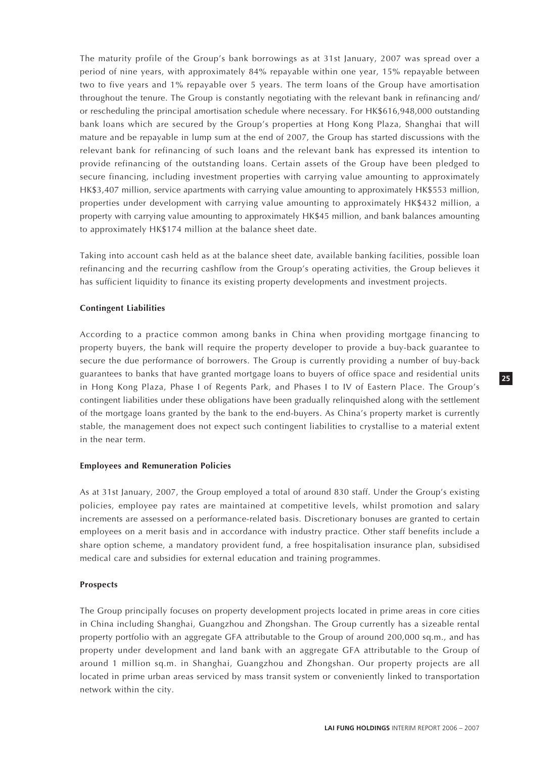The maturity profile of the Group's bank borrowings as at 31st January, 2007 was spread over a period of nine years, with approximately 84% repayable within one year, 15% repayable between two to five years and 1% repayable over 5 years. The term loans of the Group have amortisation throughout the tenure. The Group is constantly negotiating with the relevant bank in refinancing and/or rescheduling the principal amortisation schedule where necessary. For HK$616,948,000 outstanding bank loans which are secured by the Group's properties at Hong Kong Plaza, Shanghai that will mature and be repayable in lump sum at the end of 2007, the Group has started discussions with the relevant bank for refinancing of such loans and the relevant bank has expressed its intention to provide refinancing of the outstanding loans. Certain assets of the Group have been pledged to secure financing, including investment properties with carrying value amounting to approximately HK$3,407 million, service apartments with carrying value amounting to approximately HK$553 million, properties under development with carrying value amounting to approximately HK$432 million, a property with carrying value amounting to approximately HK$45 million, and bank balances amounting to approximately HK$174 million at the balance sheet date.

Taking into account cash held as at the balance sheet date, available banking facilities, possible loan refinancing and the recurring cashflow from the Group's operating activities, the Group believes it has sufficient liquidity to finance its existing property developments and investment projects.

**Contingent Liabilities**

According to a practice common among banks in China when providing mortgage financing to property buyers, the bank will require the property developer to provide a buy-back guarantee to secure the due performance of borrowers. The Group is currently providing a number of buy-back guarantees to banks that have granted mortgage loans to buyers of office space and residential units in Hong Kong Plaza, Phase I of Regents Park, and Phases I to IV of Eastern Place. The Group's contingent liabilities under these obligations have been gradually relinquished along with the settlement of the mortgage loans granted by the bank to the end-buyers. As China's property market is currently stable, the management does not expect such contingent liabilities to crystallise to a material extent in the near term.

**Employees and Remuneration Policies**

As at 31st January, 2007, the Group employed a total of around 830 staff. Under the Group's existing policies, employee pay rates are maintained at competitive levels, whilst promotion and salary increments are assessed on a performance-related basis. Discretionary bonuses are granted to certain employees on a merit basis and in accordance with industry practice. Other staff benefits include a share option scheme, a mandatory provident fund, a free hospitalisation insurance plan, subsidised medical care and subsidies for external education and training programmes.

**Prospects**

The Group principally focuses on property development projects located in prime areas in core cities in China including Shanghai, Guangzhou and Zhongshan. The Group currently has a sizeable rental property portfolio with an aggregate GFA attributable to the Group of around 200,000 sq.m., and has property under development and land bank with an aggregate GFA attributable to the Group of around 1 million sq.m. in Shanghai, Guangzhou and Zhongshan. Our property projects are all located in prime urban areas serviced by mass transit system or conveniently linked to transportation network within the city.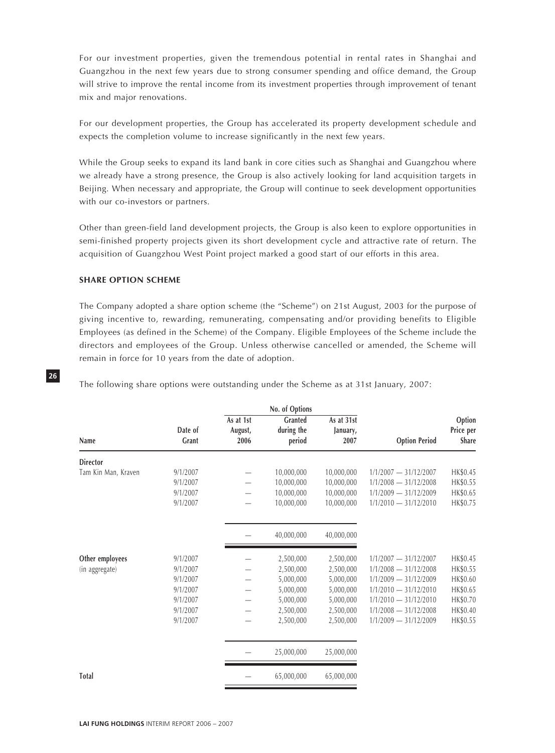For our investment properties, given the tremendous potential in rental rates in Shanghai and Guangzhou in the next few years due to strong consumer spending and office demand, the Group will strive to improve the rental income from its investment properties through improvement of tenant mix and major renovations.

For our development properties, the Group has accelerated its property development schedule and expects the completion volume to increase significantly in the next few years.

While the Group seeks to expand its land bank in core cities such as Shanghai and Guangzhou where we already have a strong presence, the Group is also actively looking for land acquisition targets in Beijing. When necessary and appropriate, the Group will continue to seek development opportunities with our co-investors or partners.

Other than green-field land development projects, the Group is also keen to explore opportunities in semi-finished property projects given its short development cycle and attractive rate of return. The acquisition of Guangzhou West Point project marked a good start of our efforts in this area.

## SHARE OPTION SCHEME

The Company adopted a share option scheme (the "Scheme") on 21st August, 2003 for the purpose of giving incentive to, rewarding, remunerating, compensating and/or providing benefits to Eligible Employees (as defined in the Scheme) of the Company. Eligible Employees of the Scheme include the directors and employees of the Group. Unless otherwise cancelled or amended, the Scheme will remain in force for 10 years from the date of adoption.

The following share options were outstanding under the Scheme as at 31st January, 2007:

| Name | Date of Grant | No. of Options | | | Option Period | Option Price per Share |
|---|---|---|---|---|---|---|
| | | As at 1st August, 2006 | Granted during the period | As at 31st January, 2007 | | |
| **Director** | | | | | | |
| Tam Kin Man, Kraven | 9/1/2007 | — | 10,000,000 | 10,000,000 | 1/1/2007 — 31/12/2007 | HK$0.45 |
| | 9/1/2007 | — | 10,000,000 | 10,000,000 | 1/1/2008 — 31/12/2008 | HK$0.55 |
| | 9/1/2007 | — | 10,000,000 | 10,000,000 | 1/1/2009 — 31/12/2009 | HK$0.65 |
| | 9/1/2007 | — | 10,000,000 | 10,000,000 | 1/1/2010 — 31/12/2010 | HK$0.75 |
| | | — | 40,000,000 | 40,000,000 | | |
| **Other employees** (in aggregate) | 9/1/2007 | — | 2,500,000 | 2,500,000 | 1/1/2007 — 31/12/2007 | HK$0.45 |
| | 9/1/2007 | — | 2,500,000 | 2,500,000 | 1/1/2008 — 31/12/2008 | HK$0.55 |
| | 9/1/2007 | — | 5,000,000 | 5,000,000 | 1/1/2009 — 31/12/2009 | HK$0.60 |
| | 9/1/2007 | — | 5,000,000 | 5,000,000 | 1/1/2010 — 31/12/2010 | HK$0.65 |
| | 9/1/2007 | — | 5,000,000 | 5,000,000 | 1/1/2010 — 31/12/2010 | HK$0.70 |
| | 9/1/2007 | — | 2,500,000 | 2,500,000 | 1/1/2008 — 31/12/2008 | HK$0.40 |
| | 9/1/2007 | — | 2,500,000 | 2,500,000 | 1/1/2009 — 31/12/2009 | HK$0.55 |
| | | — | 25,000,000 | 25,000,000 | | |
| **Total** | | — | 65,000,000 | 65,000,000 | | |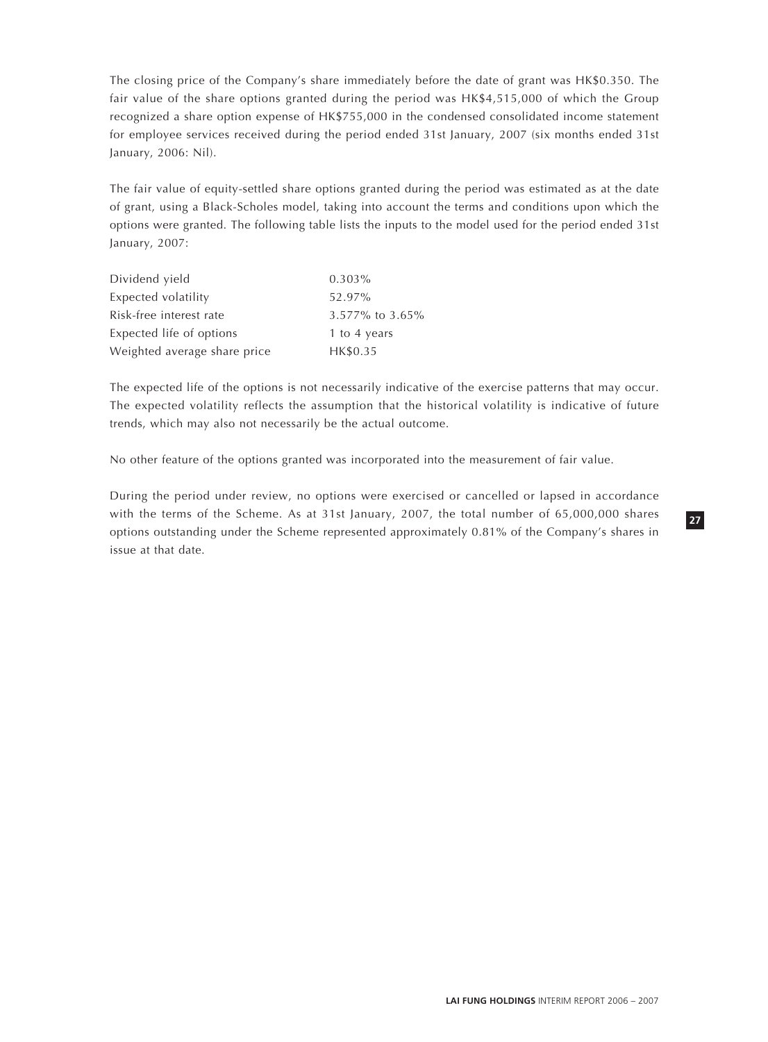The closing price of the Company's share immediately before the date of grant was HK$0.350. The fair value of the share options granted during the period was HK$4,515,000 of which the Group recognized a share option expense of HK$755,000 in the condensed consolidated income statement for employee services received during the period ended 31st January, 2007 (six months ended 31st January, 2006: Nil).

The fair value of equity-settled share options granted during the period was estimated as at the date of grant, using a Black-Scholes model, taking into account the terms and conditions upon which the options were granted. The following table lists the inputs to the model used for the period ended 31st January, 2007:

| | |
|---|---|
| Dividend yield | 0.303% |
| Expected volatility | 52.97% |
| Risk-free interest rate | 3.577% to 3.65% |
| Expected life of options | 1 to 4 years |
| Weighted average share price | HK$0.35 |

The expected life of the options is not necessarily indicative of the exercise patterns that may occur. The expected volatility reflects the assumption that the historical volatility is indicative of future trends, which may also not necessarily be the actual outcome.

No other feature of the options granted was incorporated into the measurement of fair value.

During the period under review, no options were exercised or cancelled or lapsed in accordance with the terms of the Scheme. As at 31st January, 2007, the total number of 65,000,000 shares options outstanding under the Scheme represented approximately 0.81% of the Company's shares in issue at that date.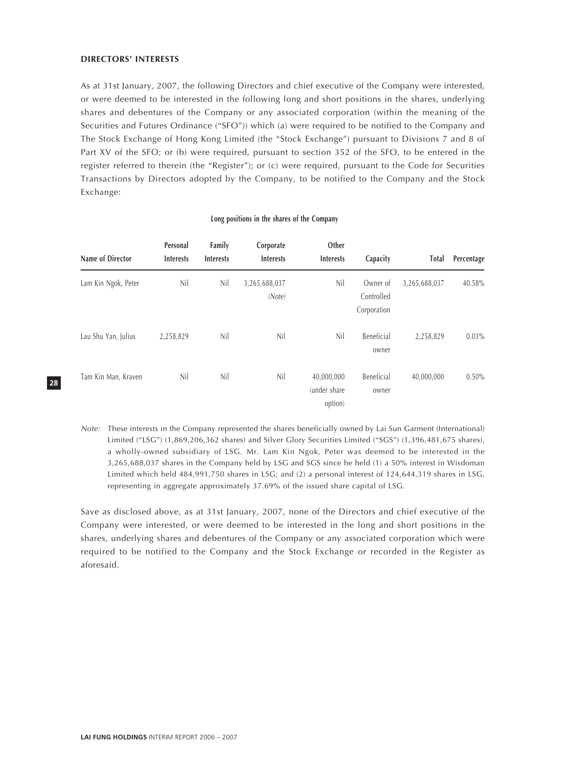**DIRECTORS' INTERESTS**

As at 31st January, 2007, the following Directors and chief executive of the Company were interested, or were deemed to be interested in the following long and short positions in the shares, underlying shares and debentures of the Company or any associated corporation (within the meaning of the Securities and Futures Ordinance ("SFO")) which (a) were required to be notified to the Company and The Stock Exchange of Hong Kong Limited (the "Stock Exchange") pursuant to Divisions 7 and 8 of Part XV of the SFO; or (b) were required, pursuant to section 352 of the SFO, to be entered in the register referred to therein (the "Register"); or (c) were required, pursuant to the Code for Securities Transactions by Directors adopted by the Company, to be notified to the Company and the Stock Exchange:

**Long positions in the shares of the Company**

| Name of Director | Personal Interests | Family Interests | Corporate Interests | Other Interests | Capacity | Total | Percentage |
|---|---|---|---|---|---|---|---|
| Lam Kin Ngok, Peter | Nil | Nil | 3,265,688,037 *(Note)* | Nil | Owner of Controlled Corporation | 3,265,688,037 | 40.58% |
| Lau Shu Yan, Julius | 2,258,829 | Nil | Nil | Nil | Beneficial owner | 2,258,829 | 0.03% |
| Tam Kin Man, Kraven | Nil | Nil | Nil | 40,000,000 (under share option) | Beneficial owner | 40,000,000 | 0.50% |

*Note:* These interests in the Company represented the shares beneficially owned by Lai Sun Garment (International) Limited ("LSG") (1,869,206,362 shares) and Silver Glory Securities Limited ("SGS") (1,396,481,675 shares), a wholly-owned subsidiary of LSG. Mr. Lam Kin Ngok, Peter was deemed to be interested in the 3,265,688,037 shares in the Company held by LSG and SGS since he held (1) a 50% interest in Wisdoman Limited which held 484,991,750 shares in LSG; and (2) a personal interest of 124,644,319 shares in LSG, representing in aggregate approximately 37.69% of the issued share capital of LSG.

Save as disclosed above, as at 31st January, 2007, none of the Directors and chief executive of the Company were interested, or were deemed to be interested in the long and short positions in the shares, underlying shares and debentures of the Company or any associated corporation which were required to be notified to the Company and the Stock Exchange or recorded in the Register as aforesaid.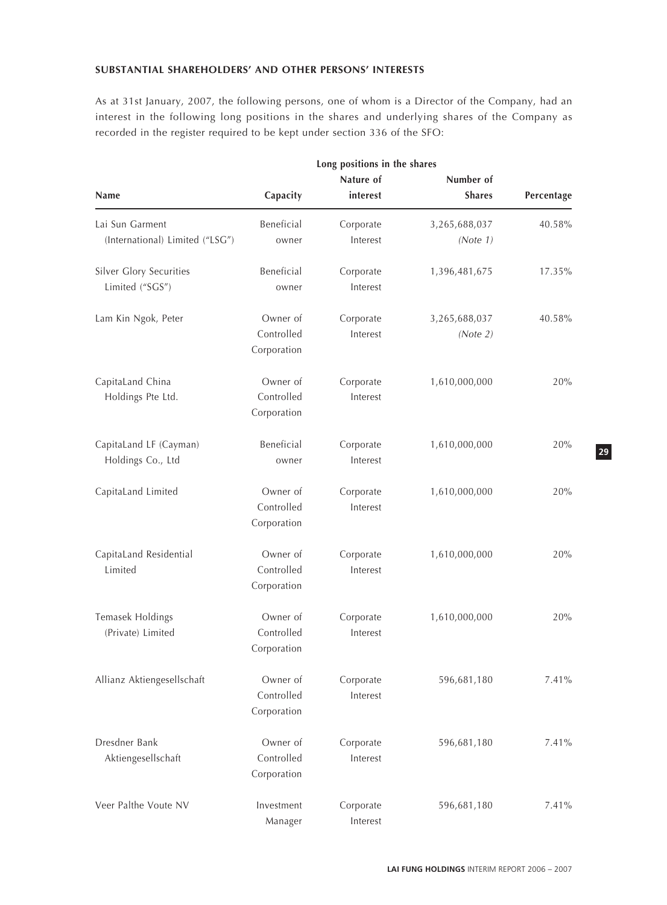**SUBSTANTIAL SHAREHOLDERS' AND OTHER PERSONS' INTERESTS**

As at 31st January, 2007, the following persons, one of whom is a Director of the Company, had an interest in the following long positions in the shares and underlying shares of the Company as recorded in the register required to be kept under section 336 of the SFO:

| | Long positions in the shares | | | |
|---|---|---|---|---|
| **Name** | **Capacity** | **Nature of interest** | **Number of Shares** | **Percentage** |
| Lai Sun Garment (International) Limited ("LSG") | Beneficial owner | Corporate Interest | 3,265,688,037 *(Note 1)* | 40.58% |
| Silver Glory Securities Limited ("SGS") | Beneficial owner | Corporate Interest | 1,396,481,675 | 17.35% |
| Lam Kin Ngok, Peter | Owner of Controlled Corporation | Corporate Interest | 3,265,688,037 *(Note 2)* | 40.58% |
| CapitaLand China Holdings Pte Ltd. | Owner of Controlled Corporation | Corporate Interest | 1,610,000,000 | 20% |
| CapitaLand LF (Cayman) Holdings Co., Ltd | Beneficial owner | Corporate Interest | 1,610,000,000 | 20% |
| CapitaLand Limited | Owner of Controlled Corporation | Corporate Interest | 1,610,000,000 | 20% |
| CapitaLand Residential Limited | Owner of Controlled Corporation | Corporate Interest | 1,610,000,000 | 20% |
| Temasek Holdings (Private) Limited | Owner of Controlled Corporation | Corporate Interest | 1,610,000,000 | 20% |
| Allianz Aktiengesellschaft | Owner of Controlled Corporation | Corporate Interest | 596,681,180 | 7.41% |
| Dresdner Bank Aktiengesellschaft | Owner of Controlled Corporation | Corporate Interest | 596,681,180 | 7.41% |
| Veer Palthe Voute NV | Investment Manager | Corporate Interest | 596,681,180 | 7.41% |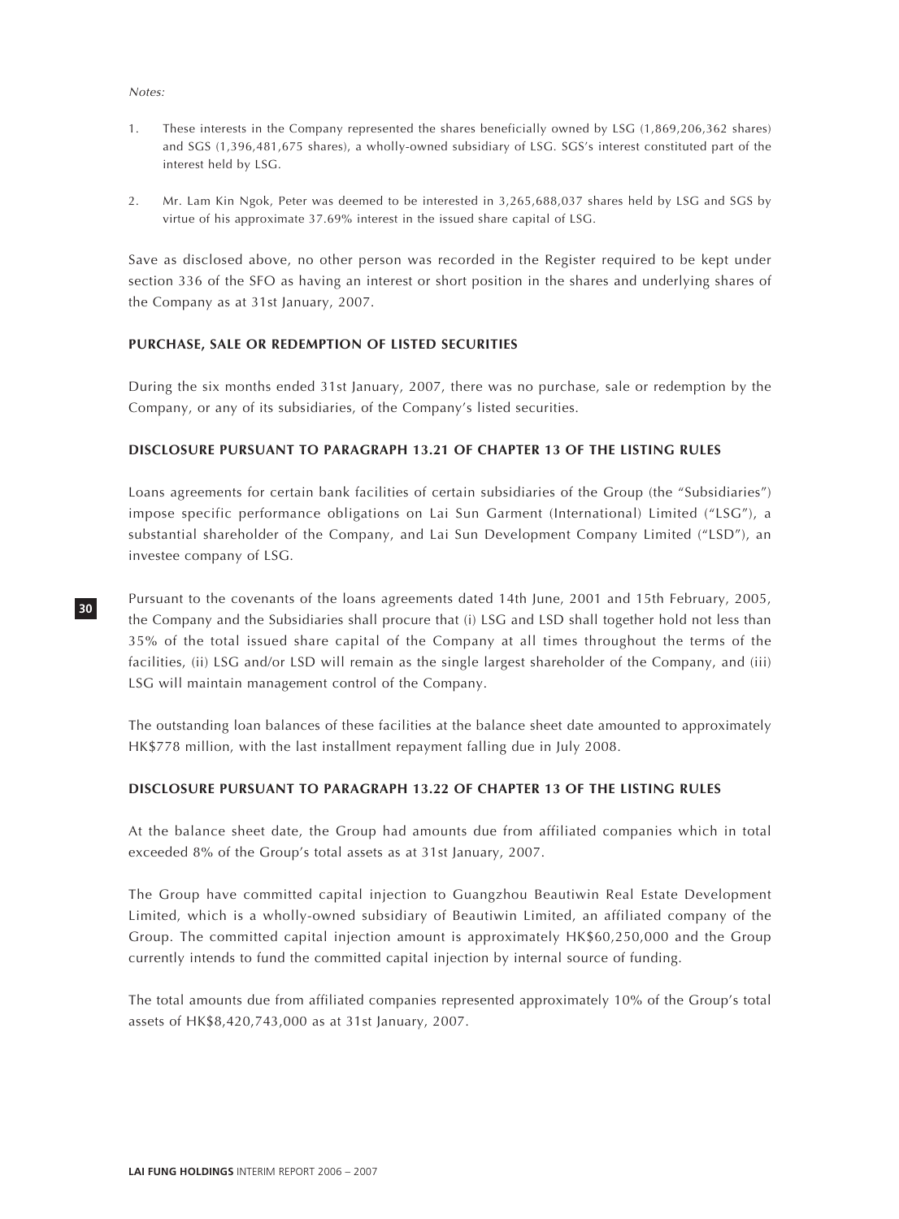*Notes:*

1. These interests in the Company represented the shares beneficially owned by LSG (1,869,206,362 shares) and SGS (1,396,481,675 shares), a wholly-owned subsidiary of LSG. SGS's interest constituted part of the interest held by LSG.

2. Mr. Lam Kin Ngok, Peter was deemed to be interested in 3,265,688,037 shares held by LSG and SGS by virtue of his approximate 37.69% interest in the issued share capital of LSG.

Save as disclosed above, no other person was recorded in the Register required to be kept under section 336 of the SFO as having an interest or short position in the shares and underlying shares of the Company as at 31st January, 2007.

## PURCHASE, SALE OR REDEMPTION OF LISTED SECURITIES

During the six months ended 31st January, 2007, there was no purchase, sale or redemption by the Company, or any of its subsidiaries, of the Company's listed securities.

## DISCLOSURE PURSUANT TO PARAGRAPH 13.21 OF CHAPTER 13 OF THE LISTING RULES

Loans agreements for certain bank facilities of certain subsidiaries of the Group (the "Subsidiaries") impose specific performance obligations on Lai Sun Garment (International) Limited ("LSG"), a substantial shareholder of the Company, and Lai Sun Development Company Limited ("LSD"), an investee company of LSG.

Pursuant to the covenants of the loans agreements dated 14th June, 2001 and 15th February, 2005, the Company and the Subsidiaries shall procure that (i) LSG and LSD shall together hold not less than 35% of the total issued share capital of the Company at all times throughout the terms of the facilities, (ii) LSG and/or LSD will remain as the single largest shareholder of the Company, and (iii) LSG will maintain management control of the Company.

The outstanding loan balances of these facilities at the balance sheet date amounted to approximately HK$778 million, with the last installment repayment falling due in July 2008.

## DISCLOSURE PURSUANT TO PARAGRAPH 13.22 OF CHAPTER 13 OF THE LISTING RULES

At the balance sheet date, the Group had amounts due from affiliated companies which in total exceeded 8% of the Group's total assets as at 31st January, 2007.

The Group have committed capital injection to Guangzhou Beautiwin Real Estate Development Limited, which is a wholly-owned subsidiary of Beautiwin Limited, an affiliated company of the Group. The committed capital injection amount is approximately HK$60,250,000 and the Group currently intends to fund the committed capital injection by internal source of funding.

The total amounts due from affiliated companies represented approximately 10% of the Group's total assets of HK$8,420,743,000 as at 31st January, 2007.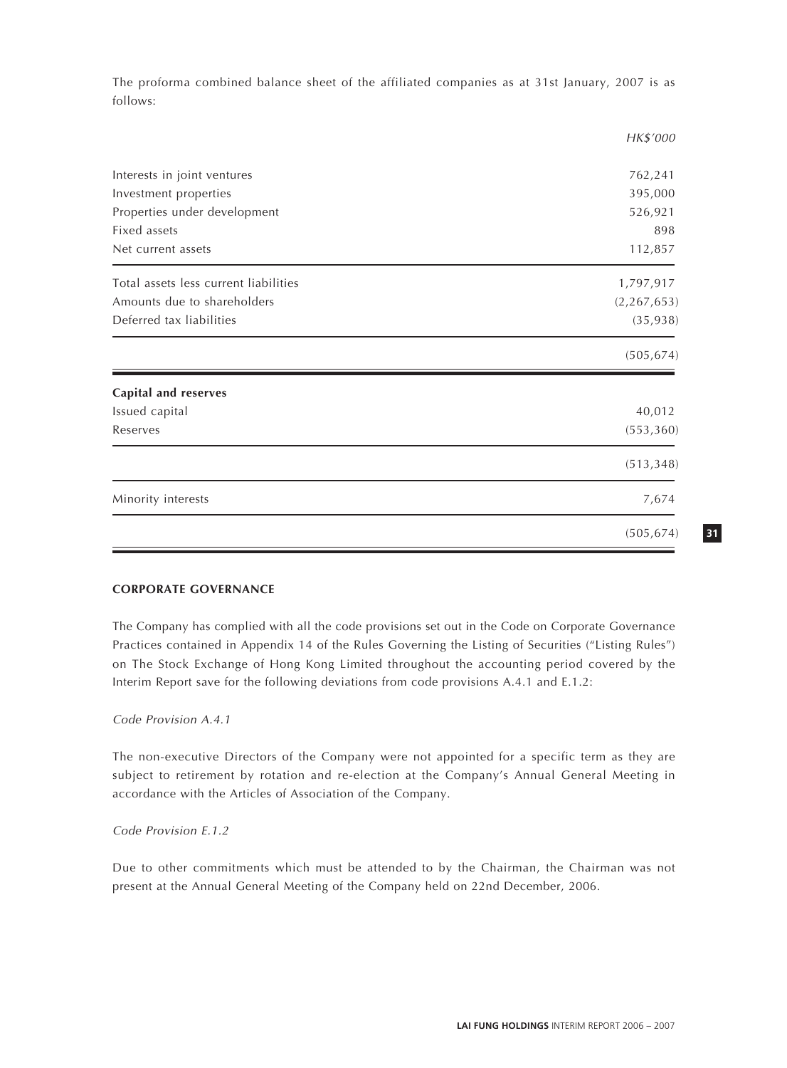The proforma combined balance sheet of the affiliated companies as at 31st January, 2007 is as follows:

| | *HK$'000* |
|---|---|
| Interests in joint ventures | 762,241 |
| Investment properties | 395,000 |
| Properties under development | 526,921 |
| Fixed assets | 898 |
| Net current assets | 112,857 |
| Total assets less current liabilities | 1,797,917 |
| Amounts due to shareholders | (2,267,653) |
| Deferred tax liabilities | (35,938) |
| | (505,674) |
| **Capital and reserves** | |
| Issued capital | 40,012 |
| Reserves | (553,360) |
| | (513,348) |
| Minority interests | 7,674 |
| | (505,674) |

**CORPORATE GOVERNANCE**

The Company has complied with all the code provisions set out in the Code on Corporate Governance Practices contained in Appendix 14 of the Rules Governing the Listing of Securities ("Listing Rules") on The Stock Exchange of Hong Kong Limited throughout the accounting period covered by the Interim Report save for the following deviations from code provisions A.4.1 and E.1.2:

*Code Provision A.4.1*

The non-executive Directors of the Company were not appointed for a specific term as they are subject to retirement by rotation and re-election at the Company's Annual General Meeting in accordance with the Articles of Association of the Company.

*Code Provision E.1.2*

Due to other commitments which must be attended to by the Chairman, the Chairman was not present at the Annual General Meeting of the Company held on 22nd December, 2006.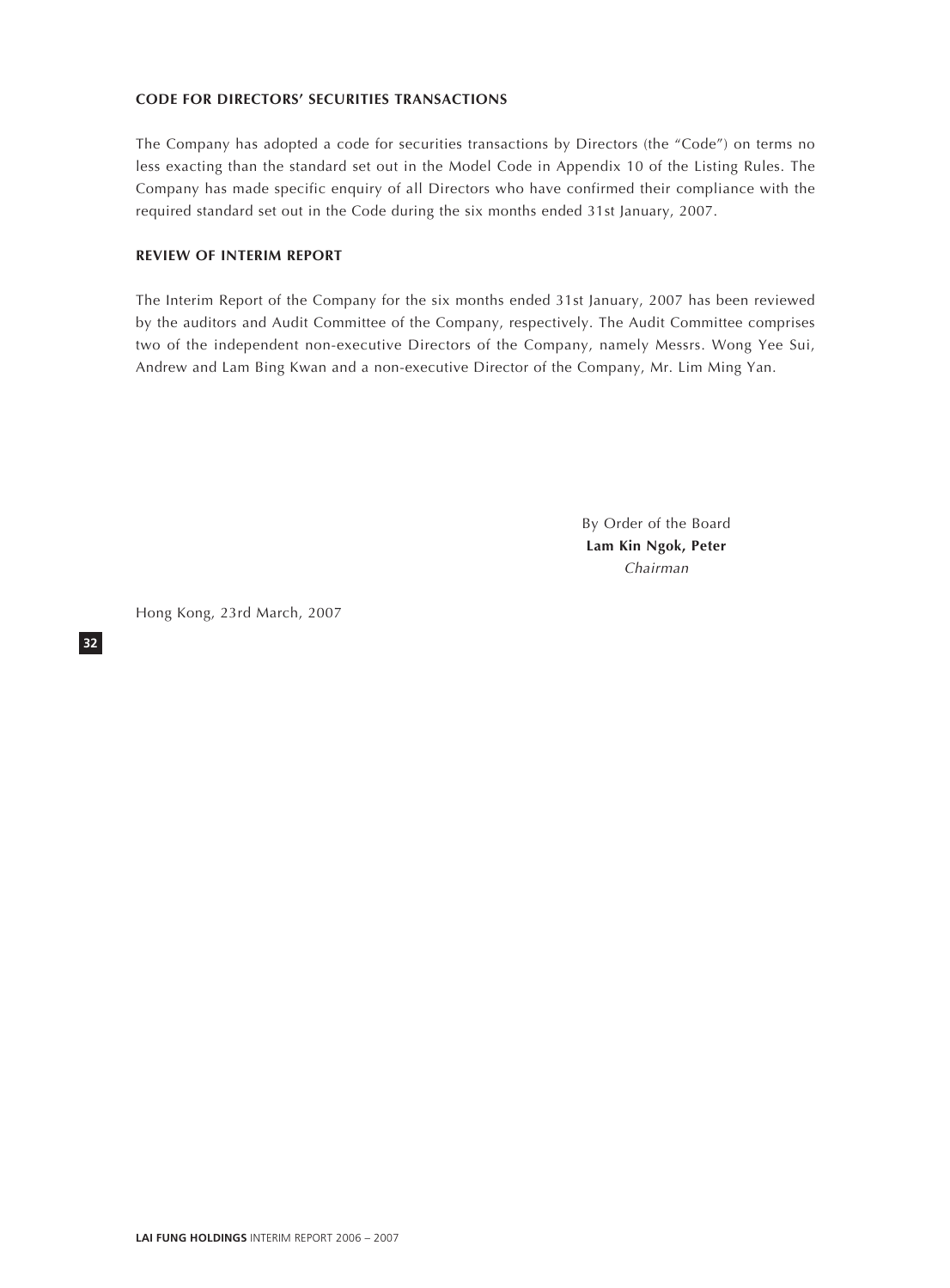## CODE FOR DIRECTORS' SECURITIES TRANSACTIONS

The Company has adopted a code for securities transactions by Directors (the "Code") on terms no less exacting than the standard set out in the Model Code in Appendix 10 of the Listing Rules. The Company has made specific enquiry of all Directors who have confirmed their compliance with the required standard set out in the Code during the six months ended 31st January, 2007.

## REVIEW OF INTERIM REPORT

The Interim Report of the Company for the six months ended 31st January, 2007 has been reviewed by the auditors and Audit Committee of the Company, respectively. The Audit Committee comprises two of the independent non-executive Directors of the Company, namely Messrs. Wong Yee Sui, Andrew and Lam Bing Kwan and a non-executive Director of the Company, Mr. Lim Ming Yan.

By Order of the Board
**Lam Kin Ngok, Peter**
*Chairman*

Hong Kong, 23rd March, 2007